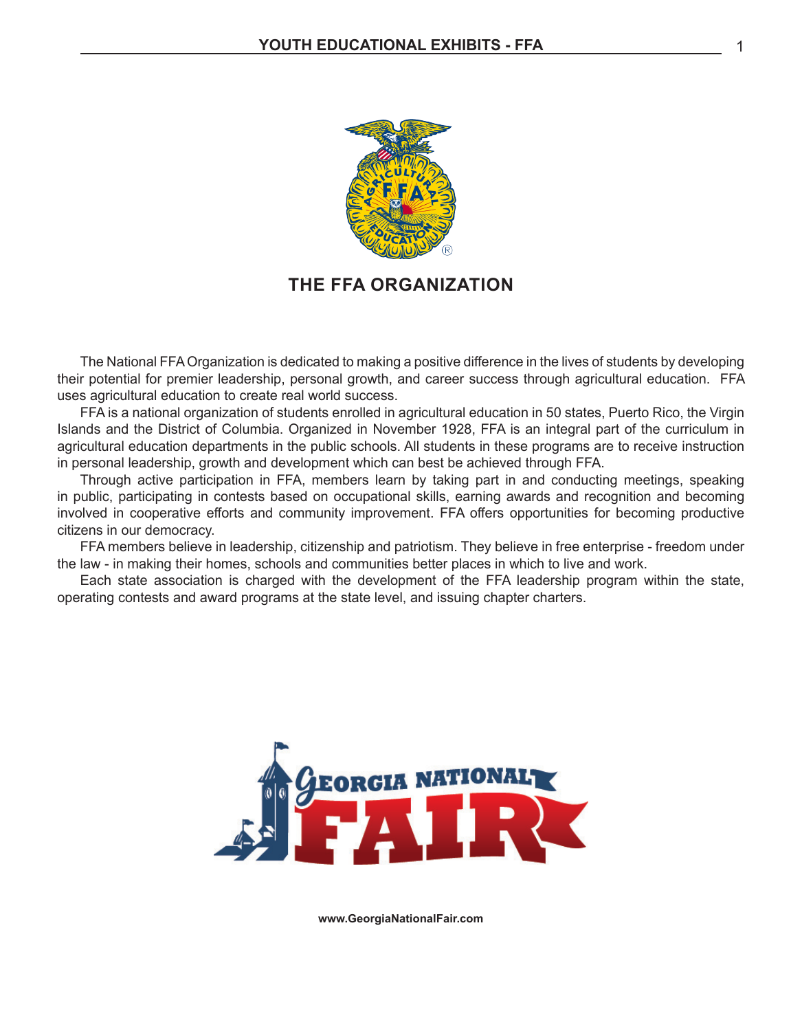# THE FFA ORGANIZATION

The National FFA Organization is dedicated to making a positive difference in the lives of students by developing their potential for premier leadership, personal growth, and career success through agricultural education. FFA uses agricultural education to create real world success.

FFA is a national organization of students enrolled in agricultural education in 50 states, Puerto Rico, the Virgin Islands and the District of Columbia. Organized in November 1928, FFA is an integral part of the curriculum in agricultural education departments in the public schools. All students in these programs are to receive instruction in personal leadership, growth and development which can best be achieved through FFA.

Through active participation in FFA, members learn by taking part in and conducting meetings, speaking in public, participating in contests based on occupational skills, earning awards and recognition and becoming involved in cooperative efforts and community improvement. FFA offers opportunities for becoming productive citizens in our democracy.

FFA members believe in leadership, citizenship and patriotism. They believe in free enterprise - freedom under the law - in making their homes, schools and communities better places in which to live and work.

Each state association is charged with the development of the FFA leadership program within the state, operating contests and award programs at the state level, and issuing chapter charters.

**www.GeorgiaNationalFair.com**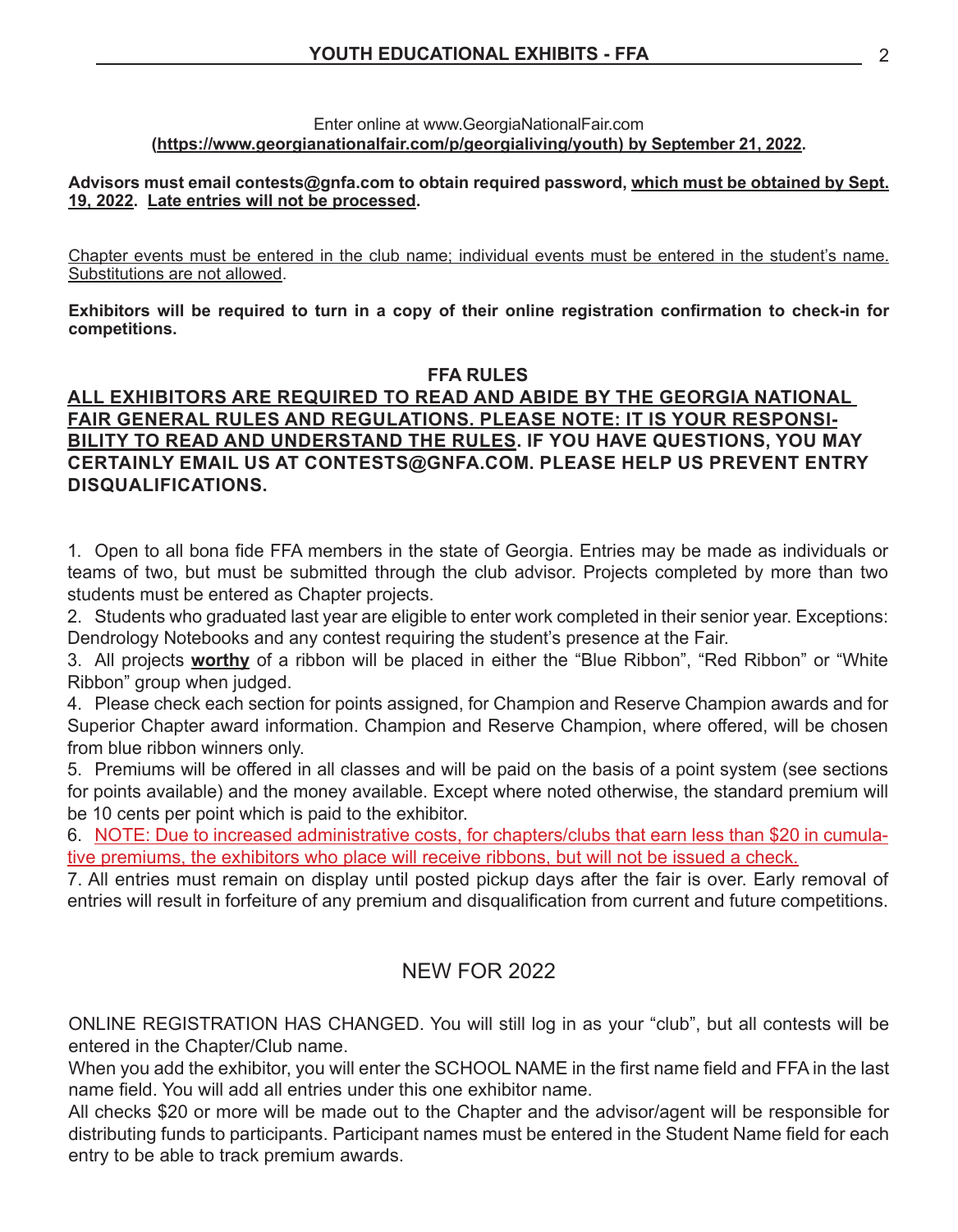Enter online at www.GeorgiaNationalFair.com
**(https://www.georgianationalfair.com/p/georgialiving/youth) by September 21, 2022.**

**Advisors must email contests@gnfa.com to obtain required password, which must be obtained by Sept. 19, 2022. Late entries will not be processed.**

Chapter events must be entered in the club name; individual events must be entered in the student's name. Substitutions are not allowed.

**Exhibitors will be required to turn in a copy of their online registration confirmation to check-in for competitions.**

## FFA RULES

**ALL EXHIBITORS ARE REQUIRED TO READ AND ABIDE BY THE GEORGIA NATIONAL FAIR GENERAL RULES AND REGULATIONS. PLEASE NOTE: IT IS YOUR RESPONSIBILITY TO READ AND UNDERSTAND THE RULES. IF YOU HAVE QUESTIONS, YOU MAY CERTAINLY EMAIL US AT CONTESTS@GNFA.COM. PLEASE HELP US PREVENT ENTRY DISQUALIFICATIONS.**

1. Open to all bona fide FFA members in the state of Georgia. Entries may be made as individuals or teams of two, but must be submitted through the club advisor. Projects completed by more than two students must be entered as Chapter projects.
2. Students who graduated last year are eligible to enter work completed in their senior year. Exceptions: Dendrology Notebooks and any contest requiring the student's presence at the Fair.
3. All projects **worthy** of a ribbon will be placed in either the "Blue Ribbon", "Red Ribbon" or "White Ribbon" group when judged.
4. Please check each section for points assigned, for Champion and Reserve Champion awards and for Superior Chapter award information. Champion and Reserve Champion, where offered, will be chosen from blue ribbon winners only.
5. Premiums will be offered in all classes and will be paid on the basis of a point system (see sections for points available) and the money available. Except where noted otherwise, the standard premium will be 10 cents per point which is paid to the exhibitor.
6. NOTE: Due to increased administrative costs, for chapters/clubs that earn less than $20 in cumulative premiums, the exhibitors who place will receive ribbons, but will not be issued a check.
7. All entries must remain on display until posted pickup days after the fair is over. Early removal of entries will result in forfeiture of any premium and disqualification from current and future competitions.

## NEW FOR 2022

ONLINE REGISTRATION HAS CHANGED. You will still log in as your "club", but all contests will be entered in the Chapter/Club name.

When you add the exhibitor, you will enter the SCHOOL NAME in the first name field and FFA in the last name field. You will add all entries under this one exhibitor name.

All checks $20 or more will be made out to the Chapter and the advisor/agent will be responsible for distributing funds to participants. Participant names must be entered in the Student Name field for each entry to be able to track premium awards.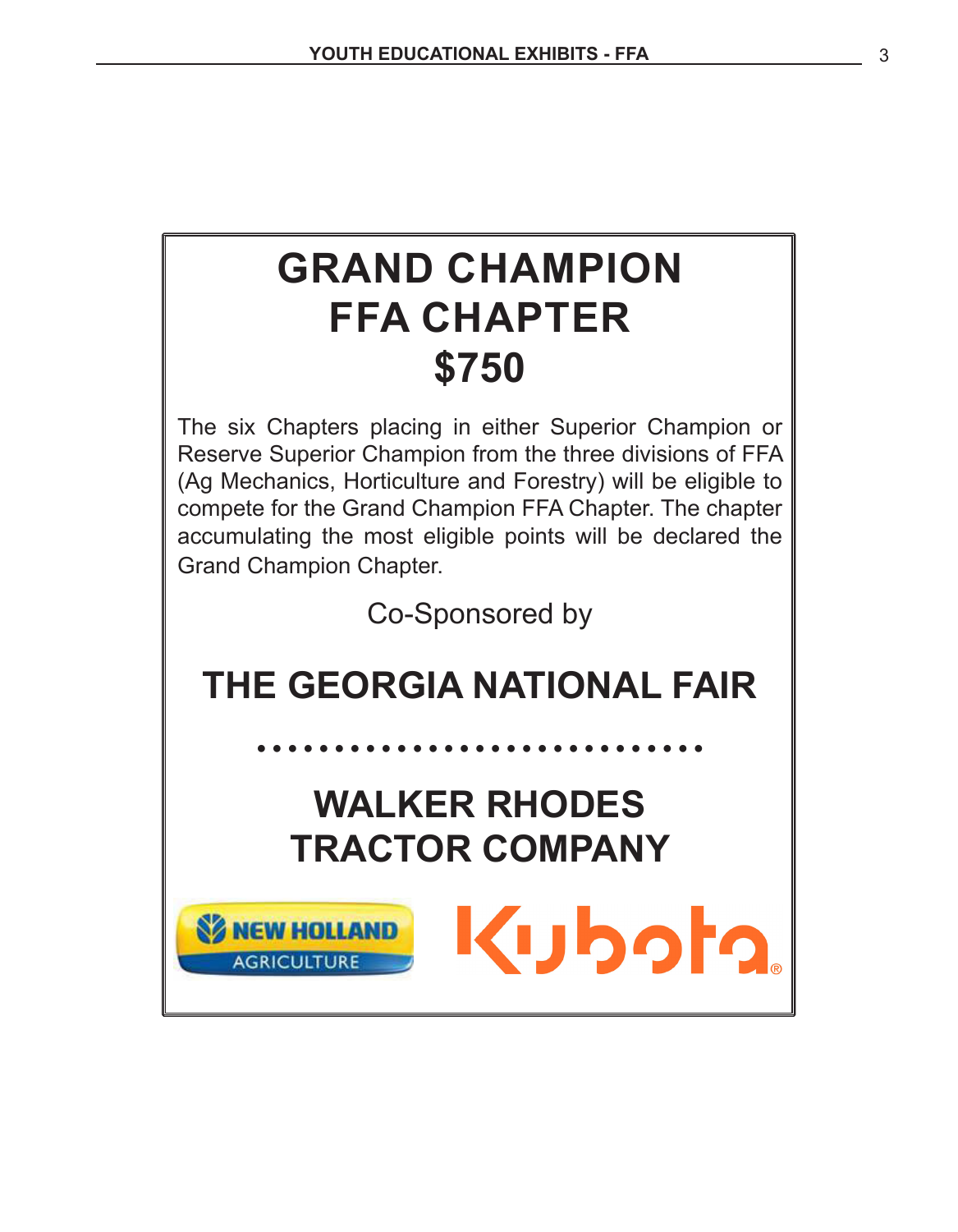# GRAND CHAMPION FFA CHAPTER $750

The six Chapters placing in either Superior Champion or Reserve Superior Champion from the three divisions of FFA (Ag Mechanics, Horticulture and Forestry) will be eligible to compete for the Grand Champion FFA Chapter. The chapter accumulating the most eligible points will be declared the Grand Champion Chapter.

Co-Sponsored by

## THE GEORGIA NATIONAL FAIR

• • • • • • • • • • • • • • • • • • • • • • • • • • • • •

## WALKER RHODES TRACTOR COMPANY

NEW HOLLAND AGRICULTURE

Kubota®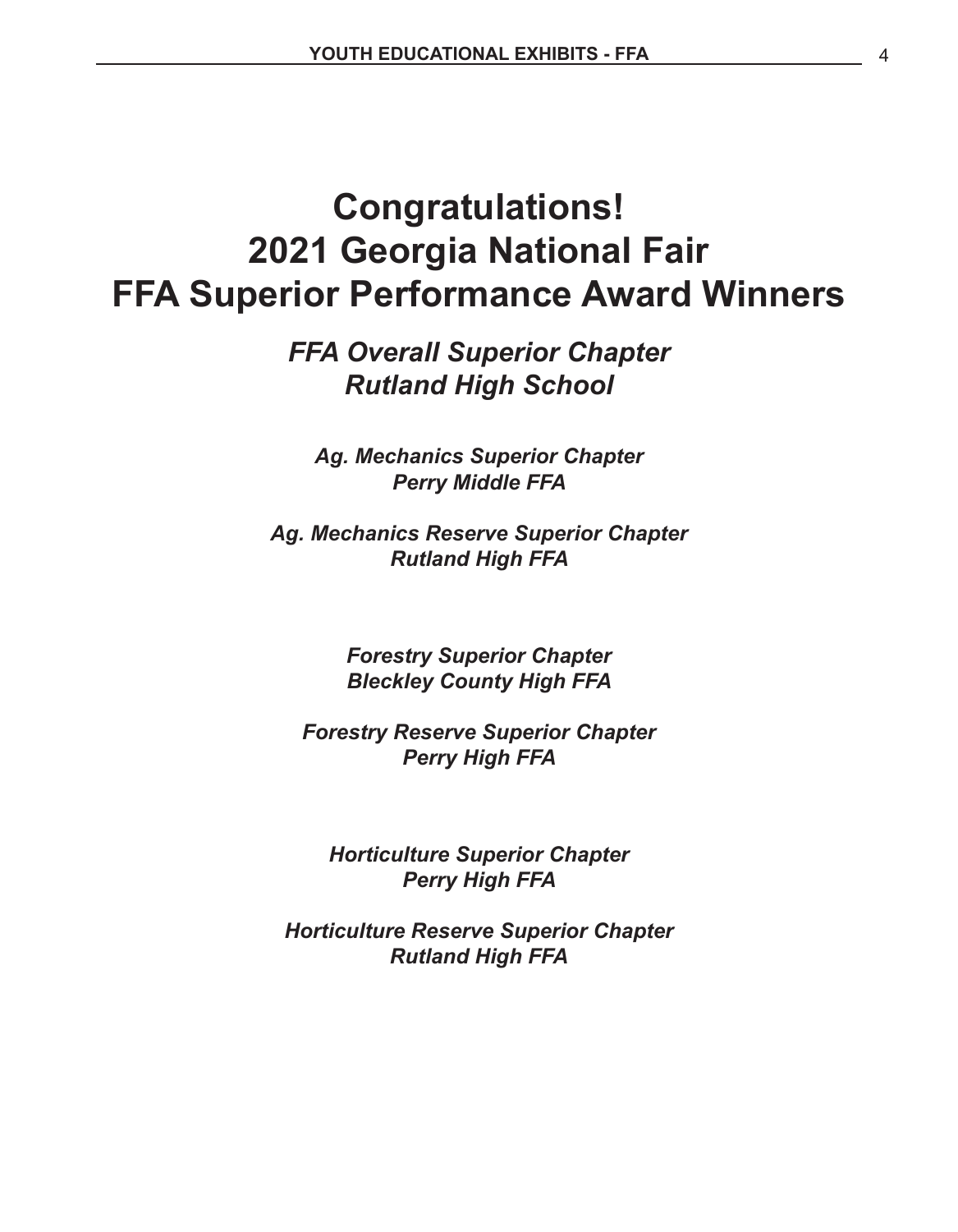# Congratulations!
# 2021 Georgia National Fair
# FFA Superior Performance Award Winners

## *FFA Overall Superior Chapter*
## *Rutland High School*

***Ag. Mechanics Superior Chapter***
***Perry Middle FFA***

***Ag. Mechanics Reserve Superior Chapter***
***Rutland High FFA***

***Forestry Superior Chapter***
***Bleckley County High FFA***

***Forestry Reserve Superior Chapter***
***Perry High FFA***

***Horticulture Superior Chapter***
***Perry High FFA***

***Horticulture Reserve Superior Chapter***
***Rutland High FFA***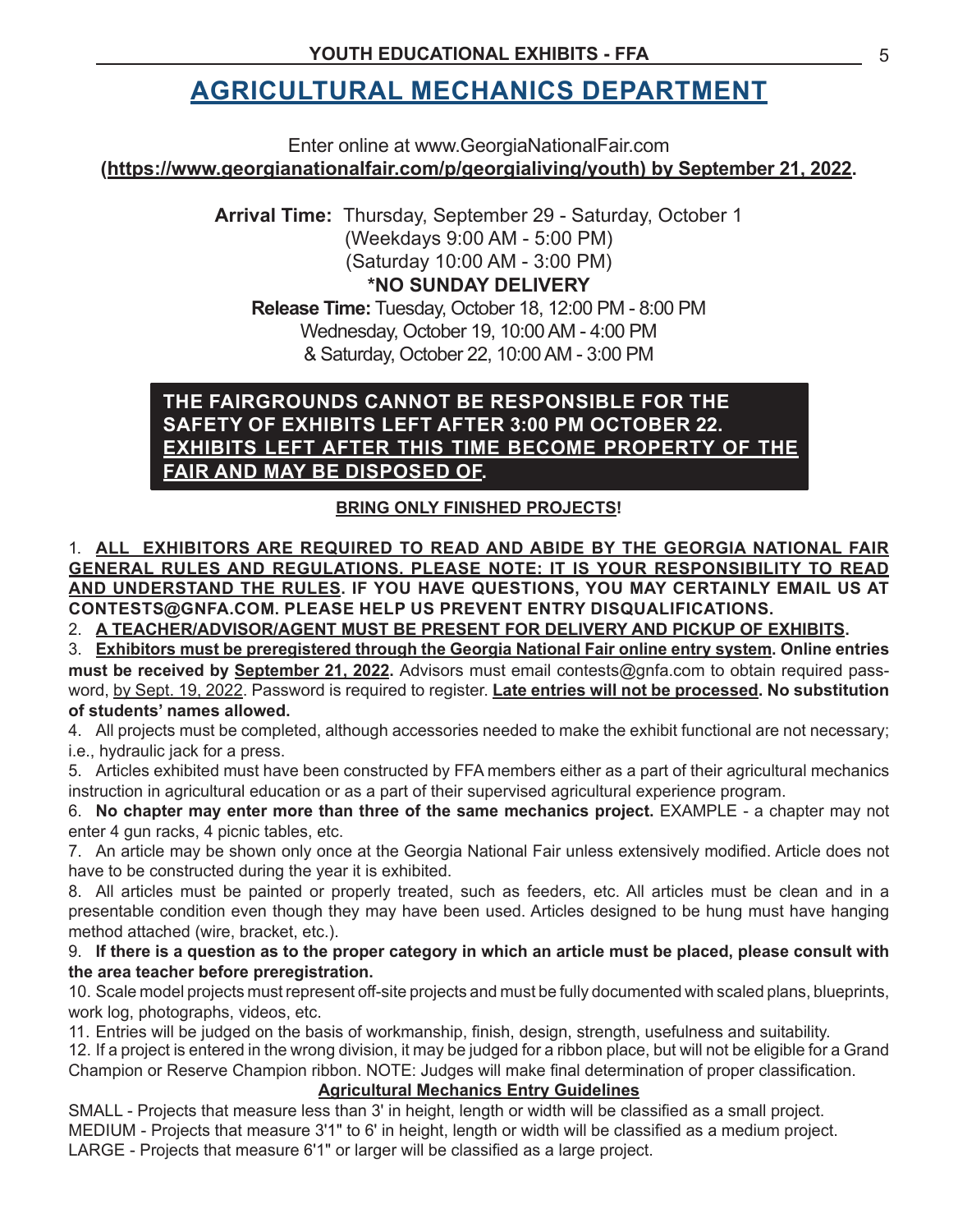# AGRICULTURAL MECHANICS DEPARTMENT

Enter online at www.GeorgiaNationalFair.com
**(https://www.georgianationalfair.com/p/georgialiving/youth) by September 21, 2022.**

**Arrival Time:** Thursday, September 29 - Saturday, October 1
(Weekdays 9:00 AM - 5:00 PM)
(Saturday 10:00 AM - 3:00 PM)
**\*NO SUNDAY DELIVERY**

**Release Time:** Tuesday, October 18, 12:00 PM - 8:00 PM
Wednesday, October 19, 10:00 AM - 4:00 PM
& Saturday, October 22, 10:00 AM - 3:00 PM

**THE FAIRGROUNDS CANNOT BE RESPONSIBLE FOR THE SAFETY OF EXHIBITS LEFT AFTER 3:00 PM OCTOBER 22. EXHIBITS LEFT AFTER THIS TIME BECOME PROPERTY OF THE FAIR AND MAY BE DISPOSED OF.**

**BRING ONLY FINISHED PROJECTS!**

1. **ALL EXHIBITORS ARE REQUIRED TO READ AND ABIDE BY THE GEORGIA NATIONAL FAIR GENERAL RULES AND REGULATIONS. PLEASE NOTE: IT IS YOUR RESPONSIBILITY TO READ AND UNDERSTAND THE RULES. IF YOU HAVE QUESTIONS, YOU MAY CERTAINLY EMAIL US AT CONTESTS@GNFA.COM. PLEASE HELP US PREVENT ENTRY DISQUALIFICATIONS.**
2. **A TEACHER/ADVISOR/AGENT MUST BE PRESENT FOR DELIVERY AND PICKUP OF EXHIBITS.**
3. **Exhibitors must be preregistered through the Georgia National Fair online entry system. Online entries must be received by September 21, 2022.** Advisors must email contests@gnfa.com to obtain required password, by Sept. 19, 2022. Password is required to register. **Late entries will not be processed. No substitution of students' names allowed.**
4. All projects must be completed, although accessories needed to make the exhibit functional are not necessary; i.e., hydraulic jack for a press.
5. Articles exhibited must have been constructed by FFA members either as a part of their agricultural mechanics instruction in agricultural education or as a part of their supervised agricultural experience program.
6. **No chapter may enter more than three of the same mechanics project.** EXAMPLE - a chapter may not enter 4 gun racks, 4 picnic tables, etc.
7. An article may be shown only once at the Georgia National Fair unless extensively modified. Article does not have to be constructed during the year it is exhibited.
8. All articles must be painted or properly treated, such as feeders, etc. All articles must be clean and in a presentable condition even though they may have been used. Articles designed to be hung must have hanging method attached (wire, bracket, etc.).
9. **If there is a question as to the proper category in which an article must be placed, please consult with the area teacher before preregistration.**
10. Scale model projects must represent off-site projects and must be fully documented with scaled plans, blueprints, work log, photographs, videos, etc.
11. Entries will be judged on the basis of workmanship, finish, design, strength, usefulness and suitability.
12. If a project is entered in the wrong division, it may be judged for a ribbon place, but will not be eligible for a Grand Champion or Reserve Champion ribbon. NOTE: Judges will make final determination of proper classification.

**Agricultural Mechanics Entry Guidelines**

SMALL - Projects that measure less than 3' in height, length or width will be classified as a small project.
MEDIUM - Projects that measure 3'1" to 6' in height, length or width will be classified as a medium project.
LARGE - Projects that measure 6'1" or larger will be classified as a large project.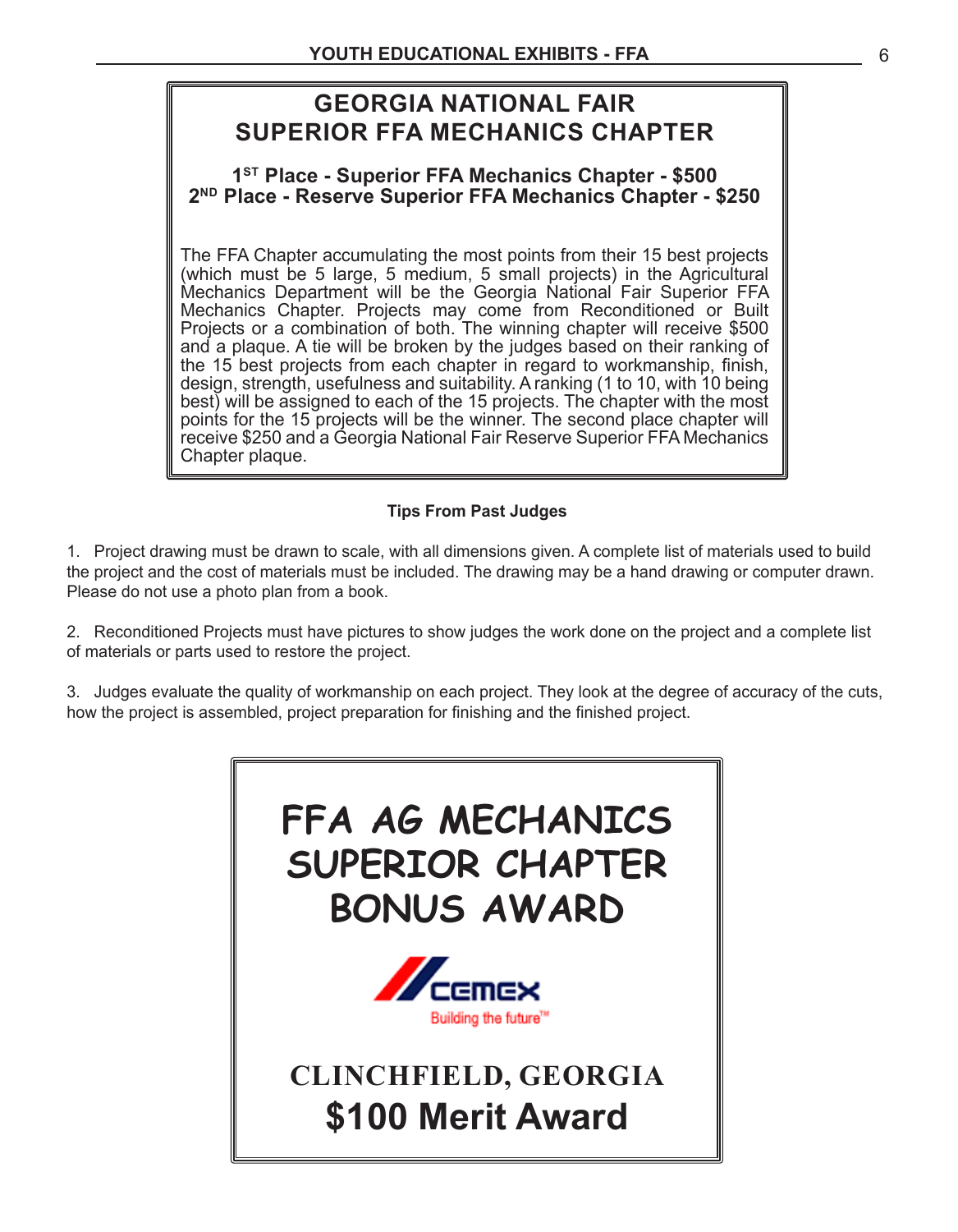# GEORGIA NATIONAL FAIR
# SUPERIOR FFA MECHANICS CHAPTER

**1ST Place - Superior FFA Mechanics Chapter - $500**
**2ND Place - Reserve Superior FFA Mechanics Chapter - $250**

The FFA Chapter accumulating the most points from their 15 best projects (which must be 5 large, 5 medium, 5 small projects) in the Agricultural Mechanics Department will be the Georgia National Fair Superior FFA Mechanics Chapter. Projects may come from Reconditioned or Built Projects or a combination of both. The winning chapter will receive $500 and a plaque. A tie will be broken by the judges based on their ranking of the 15 best projects from each chapter in regard to workmanship, finish, design, strength, usefulness and suitability. A ranking (1 to 10, with 10 being best) will be assigned to each of the 15 projects. The chapter with the most points for the 15 projects will be the winner. The second place chapter will receive $250 and a Georgia National Fair Reserve Superior FFA Mechanics Chapter plaque.

**Tips From Past Judges**

1. Project drawing must be drawn to scale, with all dimensions given. A complete list of materials used to build the project and the cost of materials must be included. The drawing may be a hand drawing or computer drawn. Please do not use a photo plan from a book.

2. Reconditioned Projects must have pictures to show judges the work done on the project and a complete list of materials or parts used to restore the project.

3. Judges evaluate the quality of workmanship on each project. They look at the degree of accuracy of the cuts, how the project is assembled, project preparation for finishing and the finished project.

# FFA AG MECHANICS SUPERIOR CHAPTER BONUS AWARD

CEMEX
Building the future™

**CLINCHFIELD, GEORGIA**

**$100 Merit Award**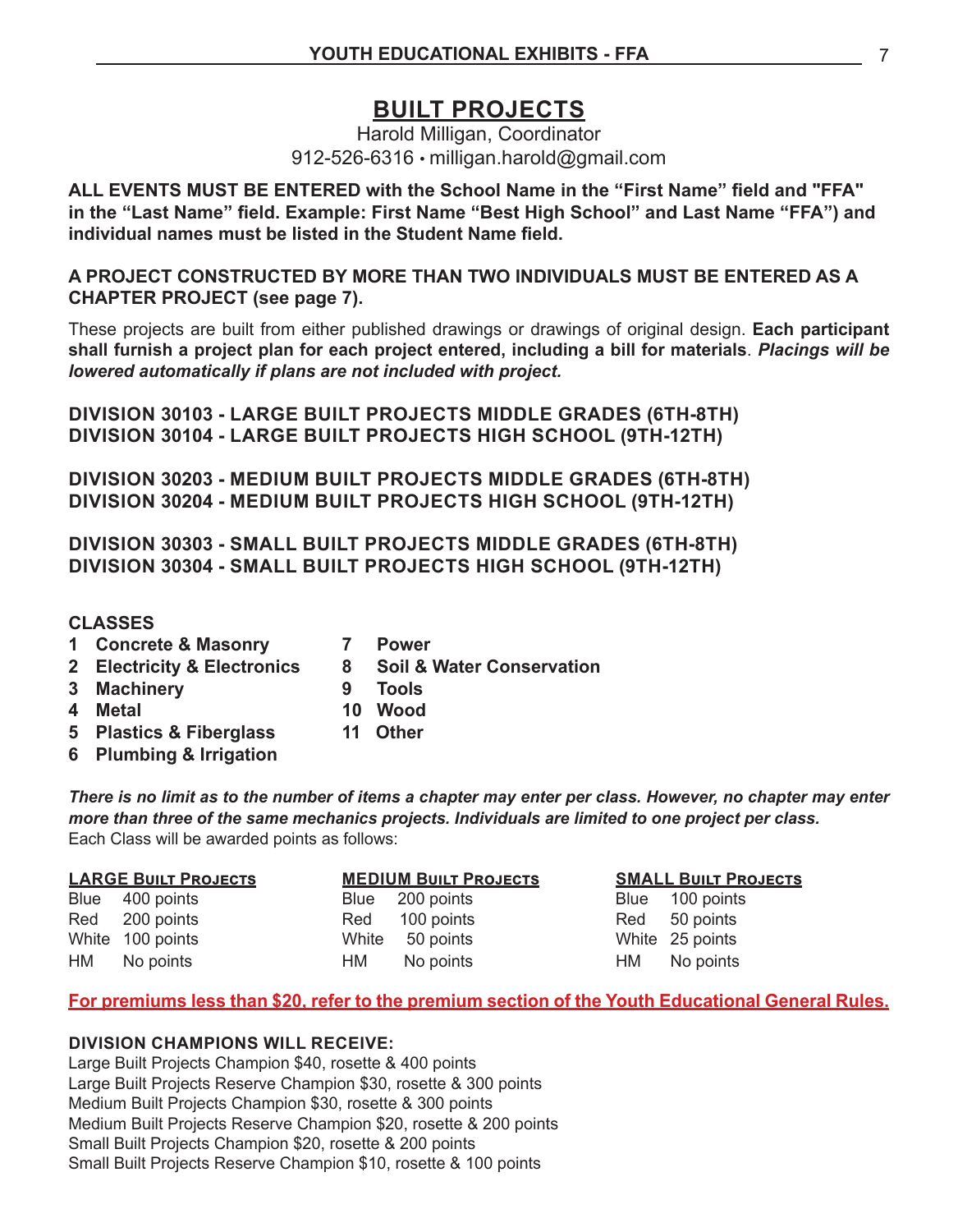# BUILT PROJECTS

Harold Milligan, Coordinator
912-526-6316 • milligan.harold@gmail.com

**ALL EVENTS MUST BE ENTERED with the School Name in the "First Name" field and "FFA" in the "Last Name" field. Example: First Name "Best High School" and Last Name "FFA") and individual names must be listed in the Student Name field.**

**A PROJECT CONSTRUCTED BY MORE THAN TWO INDIVIDUALS MUST BE ENTERED AS A CHAPTER PROJECT (see page 7).**

These projects are built from either published drawings or drawings of original design. **Each participant shall furnish a project plan for each project entered, including a bill for materials**. ***Placings will be lowered automatically if plans are not included with project.***

**DIVISION 30103 - LARGE BUILT PROJECTS MIDDLE GRADES (6TH-8TH)**
**DIVISION 30104 - LARGE BUILT PROJECTS HIGH SCHOOL (9TH-12TH)**

**DIVISION 30203 - MEDIUM BUILT PROJECTS MIDDLE GRADES (6TH-8TH)**
**DIVISION 30204 - MEDIUM BUILT PROJECTS HIGH SCHOOL (9TH-12TH)**

**DIVISION 30303 - SMALL BUILT PROJECTS MIDDLE GRADES (6TH-8TH)**
**DIVISION 30304 - SMALL BUILT PROJECTS HIGH SCHOOL (9TH-12TH)**

**CLASSES**

1. **Concrete & Masonry**
2. **Electricity & Electronics**
3. **Machinery**
4. **Metal**
5. **Plastics & Fiberglass**
6. **Plumbing & Irrigation**
7. **Power**
8. **Soil & Water Conservation**
9. **Tools**
10. **Wood**
11. **Other**

***There is no limit as to the number of items a chapter may enter per class. However, no chapter may enter more than three of the same mechanics projects. Individuals are limited to one project per class.***
Each Class will be awarded points as follows:

| LARGE BUILT PROJECTS | | MEDIUM BUILT PROJECTS | | SMALL BUILT PROJECTS | |
|---|---|---|---|---|---|
| Blue | 400 points | Blue | 200 points | Blue | 100 points |
| Red | 200 points | Red | 100 points | Red | 50 points |
| White | 100 points | White | 50 points | White | 25 points |
| HM | No points | HM | No points | HM | No points |

**For premiums less than $20, refer to the premium section of the Youth Educational General Rules.**

**DIVISION CHAMPIONS WILL RECEIVE:**

Large Built Projects Champion $40, rosette & 400 points
Large Built Projects Reserve Champion $30, rosette & 300 points
Medium Built Projects Champion $30, rosette & 300 points
Medium Built Projects Reserve Champion $20, rosette & 200 points
Small Built Projects Champion $20, rosette & 200 points
Small Built Projects Reserve Champion $10, rosette & 100 points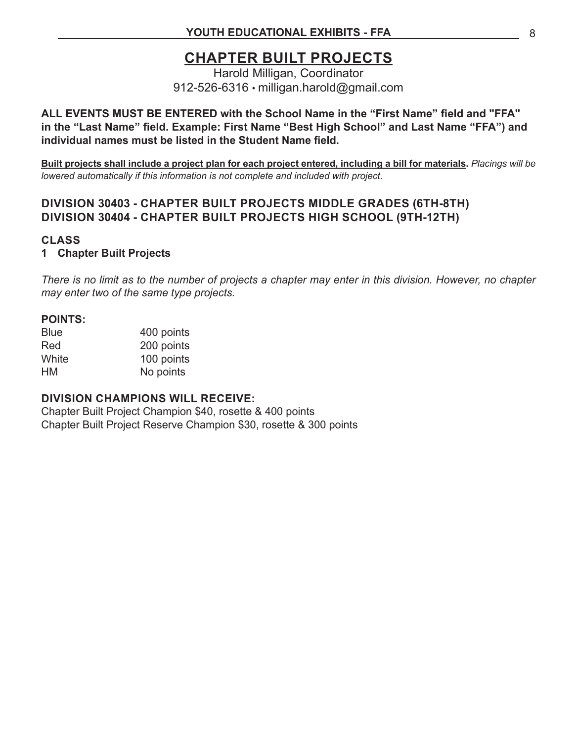# CHAPTER BUILT PROJECTS

Harold Milligan, Coordinator
912-526-6316 • milligan.harold@gmail.com

**ALL EVENTS MUST BE ENTERED with the School Name in the "First Name" field and "FFA" in the "Last Name" field. Example: First Name "Best High School" and Last Name "FFA") and individual names must be listed in the Student Name field.**

**Built projects shall include a project plan for each project entered, including a bill for materials.** *Placings will be lowered automatically if this information is not complete and included with project.*

### DIVISION 30403 - CHAPTER BUILT PROJECTS MIDDLE GRADES (6TH-8TH)
### DIVISION 30404 - CHAPTER BUILT PROJECTS HIGH SCHOOL (9TH-12TH)

**CLASS**

**1 Chapter Built Projects**

*There is no limit as to the number of projects a chapter may enter in this division. However, no chapter may enter two of the same type projects.*

**POINTS:**

| | |
|---|---|
| Blue | 400 points |
| Red | 200 points |
| White | 100 points |
| HM | No points |

**DIVISION CHAMPIONS WILL RECEIVE:**

Chapter Built Project Champion $40, rosette & 400 points
Chapter Built Project Reserve Champion $30, rosette & 300 points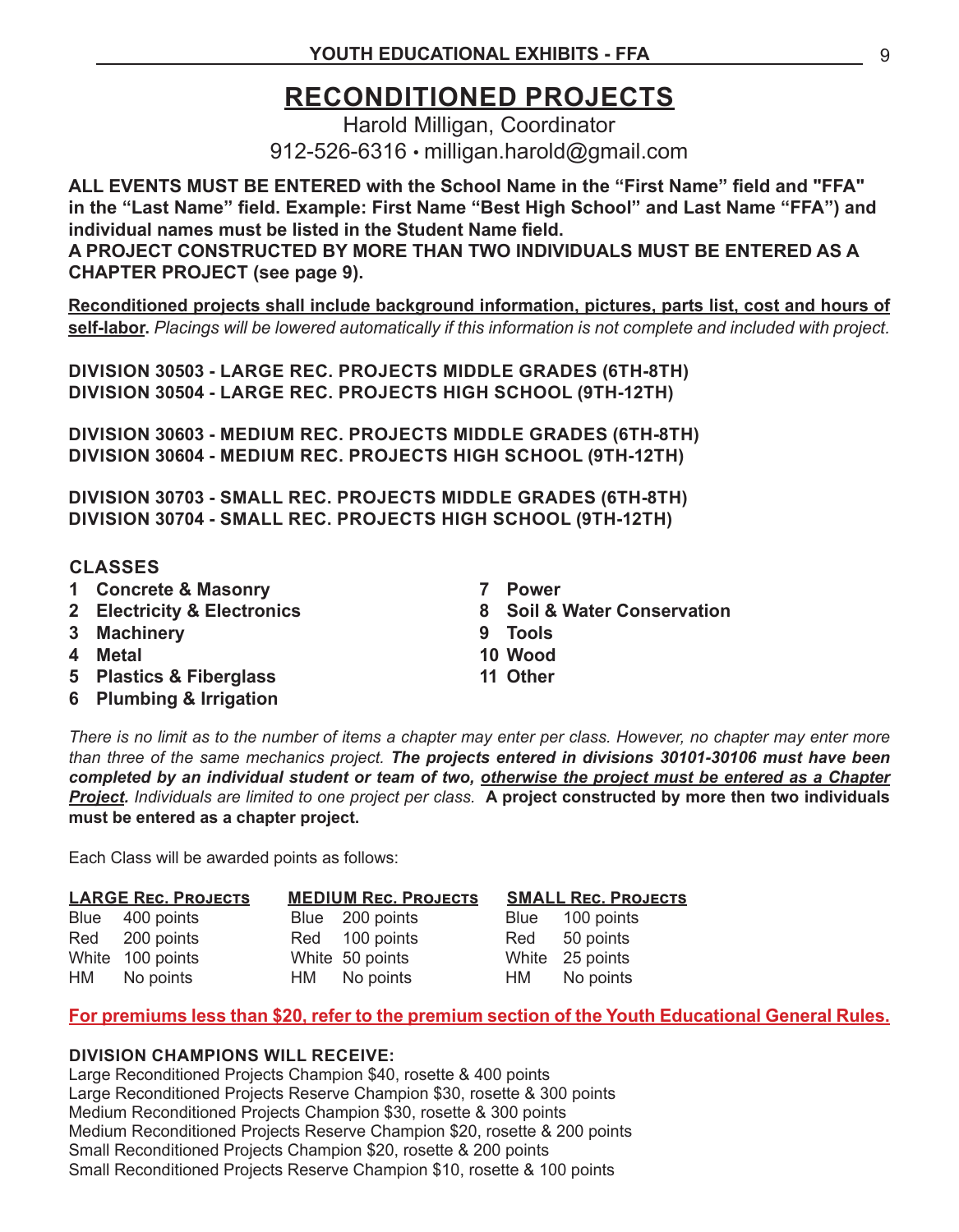# RECONDITIONED PROJECTS

Harold Milligan, Coordinator
912-526-6316 • milligan.harold@gmail.com

**ALL EVENTS MUST BE ENTERED with the School Name in the "First Name" field and "FFA" in the "Last Name" field. Example: First Name "Best High School" and Last Name "FFA") and individual names must be listed in the Student Name field.**
**A PROJECT CONSTRUCTED BY MORE THAN TWO INDIVIDUALS MUST BE ENTERED AS A CHAPTER PROJECT (see page 9).**

**Reconditioned projects shall include background information, pictures, parts list, cost and hours of self-labor.** *Placings will be lowered automatically if this information is not complete and included with project.*

**DIVISION 30503 - LARGE REC. PROJECTS MIDDLE GRADES (6TH-8TH)**
**DIVISION 30504 - LARGE REC. PROJECTS HIGH SCHOOL (9TH-12TH)**

**DIVISION 30603 - MEDIUM REC. PROJECTS MIDDLE GRADES (6TH-8TH)**
**DIVISION 30604 - MEDIUM REC. PROJECTS HIGH SCHOOL (9TH-12TH)**

**DIVISION 30703 - SMALL REC. PROJECTS MIDDLE GRADES (6TH-8TH)**
**DIVISION 30704 - SMALL REC. PROJECTS HIGH SCHOOL (9TH-12TH)**

**CLASSES**

1. **Concrete & Masonry**
2. **Electricity & Electronics**
3. **Machinery**
4. **Metal**
5. **Plastics & Fiberglass**
6. **Plumbing & Irrigation**
7. **Power**
8. **Soil & Water Conservation**
9. **Tools**
10. **Wood**
11. **Other**

*There is no limit as to the number of items a chapter may enter per class. However, no chapter may enter more than three of the same mechanics project.* ***The projects entered in divisions 30101-30106 must have been completed by an individual student or team of two, otherwise the project must be entered as a Chapter Project.*** *Individuals are limited to one project per class.* **A project constructed by more then two individuals must be entered as a chapter project.**

Each Class will be awarded points as follows:

| LARGE REC. PROJECTS | | MEDIUM REC. PROJECTS | | SMALL REC. PROJECTS | |
|---|---|---|---|---|---|
| Blue | 400 points | Blue | 200 points | Blue | 100 points |
| Red | 200 points | Red | 100 points | Red | 50 points |
| White | 100 points | White | 50 points | White | 25 points |
| HM | No points | HM | No points | HM | No points |

**For premiums less than $20, refer to the premium section of the Youth Educational General Rules.**

**DIVISION CHAMPIONS WILL RECEIVE:**
Large Reconditioned Projects Champion $40, rosette & 400 points
Large Reconditioned Projects Reserve Champion $30, rosette & 300 points
Medium Reconditioned Projects Champion $30, rosette & 300 points
Medium Reconditioned Projects Reserve Champion $20, rosette & 200 points
Small Reconditioned Projects Champion $20, rosette & 200 points
Small Reconditioned Projects Reserve Champion $10, rosette & 100 points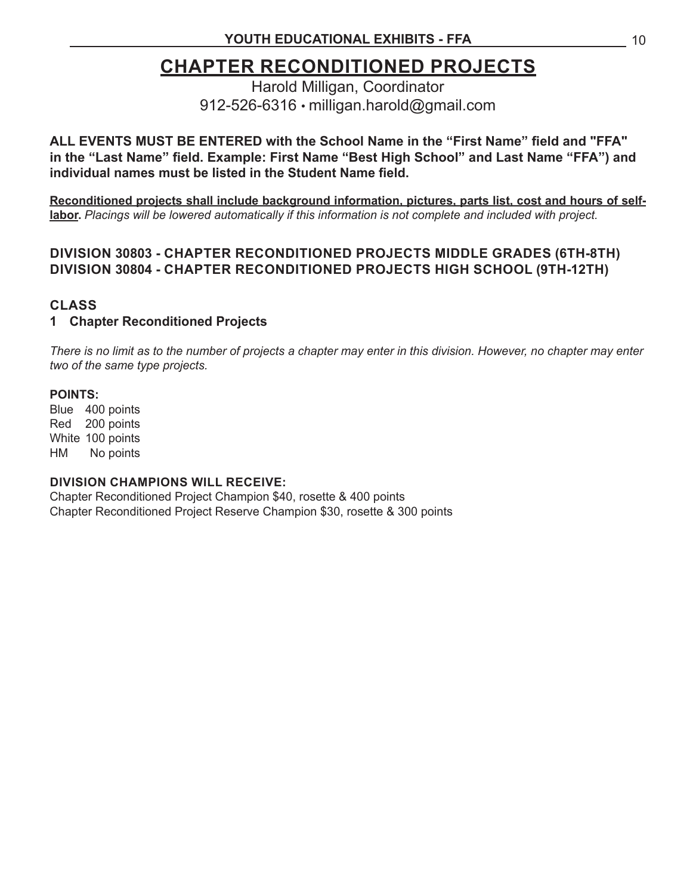# CHAPTER RECONDITIONED PROJECTS

Harold Milligan, Coordinator
912-526-6316 • milligan.harold@gmail.com

**ALL EVENTS MUST BE ENTERED with the School Name in the "First Name" field and "FFA" in the "Last Name" field. Example: First Name "Best High School" and Last Name "FFA") and individual names must be listed in the Student Name field.**

**Reconditioned projects shall include background information, pictures, parts list, cost and hours of self-labor.** *Placings will be lowered automatically if this information is not complete and included with project.*

### DIVISION 30803 - CHAPTER RECONDITIONED PROJECTS MIDDLE GRADES (6TH-8TH)
### DIVISION 30804 - CHAPTER RECONDITIONED PROJECTS HIGH SCHOOL (9TH-12TH)

**CLASS**

**1 Chapter Reconditioned Projects**

*There is no limit as to the number of projects a chapter may enter in this division. However, no chapter may enter two of the same type projects.*

**POINTS:**

Blue 400 points
Red 200 points
White 100 points
HM No points

**DIVISION CHAMPIONS WILL RECEIVE:**

Chapter Reconditioned Project Champion $40, rosette & 400 points
Chapter Reconditioned Project Reserve Champion $30, rosette & 300 points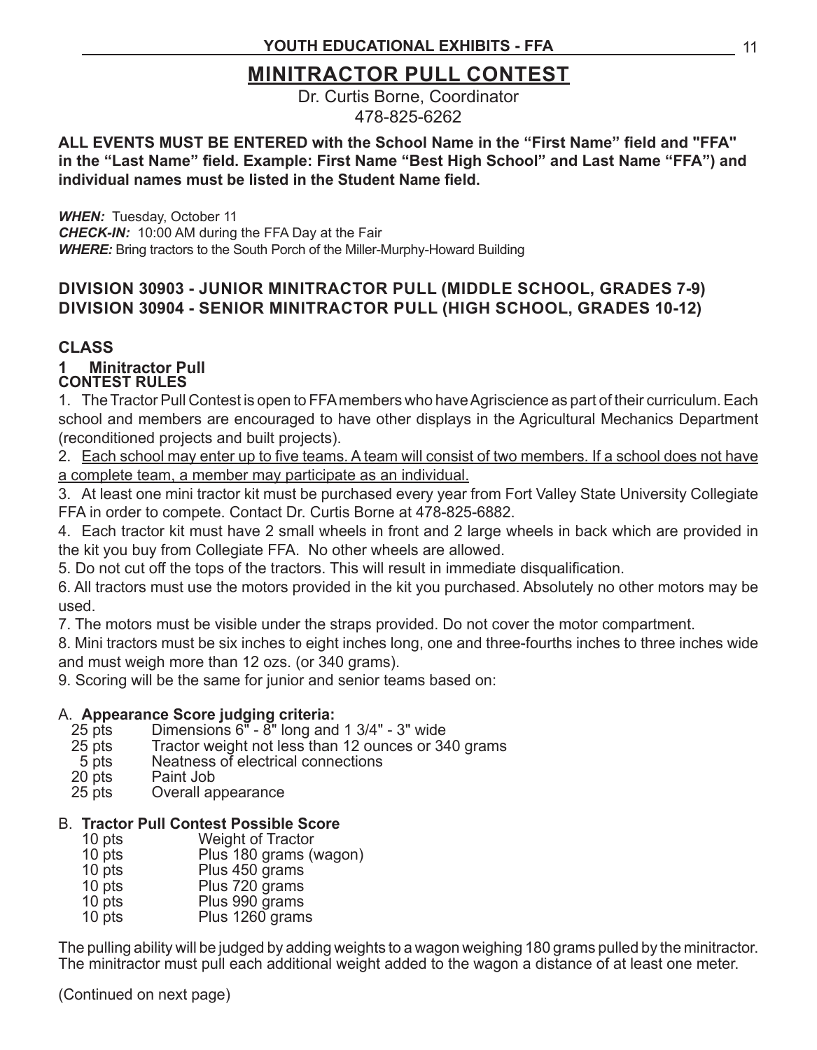# MINITRACTOR PULL CONTEST

Dr. Curtis Borne, Coordinator
478-825-6262

**ALL EVENTS MUST BE ENTERED with the School Name in the "First Name" field and "FFA" in the "Last Name" field. Example: First Name "Best High School" and Last Name "FFA") and individual names must be listed in the Student Name field.**

***WHEN:*** Tuesday, October 11
***CHECK-IN:*** 10:00 AM during the FFA Day at the Fair
***WHERE:*** Bring tractors to the South Porch of the Miller-Murphy-Howard Building

## DIVISION 30903 - JUNIOR MINITRACTOR PULL (MIDDLE SCHOOL, GRADES 7-9)
## DIVISION 30904 - SENIOR MINITRACTOR PULL (HIGH SCHOOL, GRADES 10-12)

### CLASS

**1 Minitractor Pull**

**CONTEST RULES**

1. The Tractor Pull Contest is open to FFA members who have Agriscience as part of their curriculum. Each school and members are encouraged to have other displays in the Agricultural Mechanics Department (reconditioned projects and built projects).
2. <u>Each school may enter up to five teams. A team will consist of two members. If a school does not have a complete team, a member may participate as an individual.</u>
3. At least one mini tractor kit must be purchased every year from Fort Valley State University Collegiate FFA in order to compete. Contact Dr. Curtis Borne at 478-825-6882.
4. Each tractor kit must have 2 small wheels in front and 2 large wheels in back which are provided in the kit you buy from Collegiate FFA. No other wheels are allowed.
5. Do not cut off the tops of the tractors. This will result in immediate disqualification.
6. All tractors must use the motors provided in the kit you purchased. Absolutely no other motors may be used.
7. The motors must be visible under the straps provided. Do not cover the motor compartment.
8. Mini tractors must be six inches to eight inches long, one and three-fourths inches to three inches wide and must weigh more than 12 ozs. (or 340 grams).
9. Scoring will be the same for junior and senior teams based on:

A. **Appearance Score judging criteria:**

| | |
|---|---|
| 25 pts | Dimensions 6" - 8" long and 1 3/4" - 3" wide |
| 25 pts | Tractor weight not less than 12 ounces or 340 grams |
| 5 pts | Neatness of electrical connections |
| 20 pts | Paint Job |
| 25 pts | Overall appearance |

B. **Tractor Pull Contest Possible Score**

| | |
|---|---|
| 10 pts | Weight of Tractor |
| 10 pts | Plus 180 grams (wagon) |
| 10 pts | Plus 450 grams |
| 10 pts | Plus 720 grams |
| 10 pts | Plus 990 grams |
| 10 pts | Plus 1260 grams |

The pulling ability will be judged by adding weights to a wagon weighing 180 grams pulled by the minitractor. The minitractor must pull each additional weight added to the wagon a distance of at least one meter.

(Continued on next page)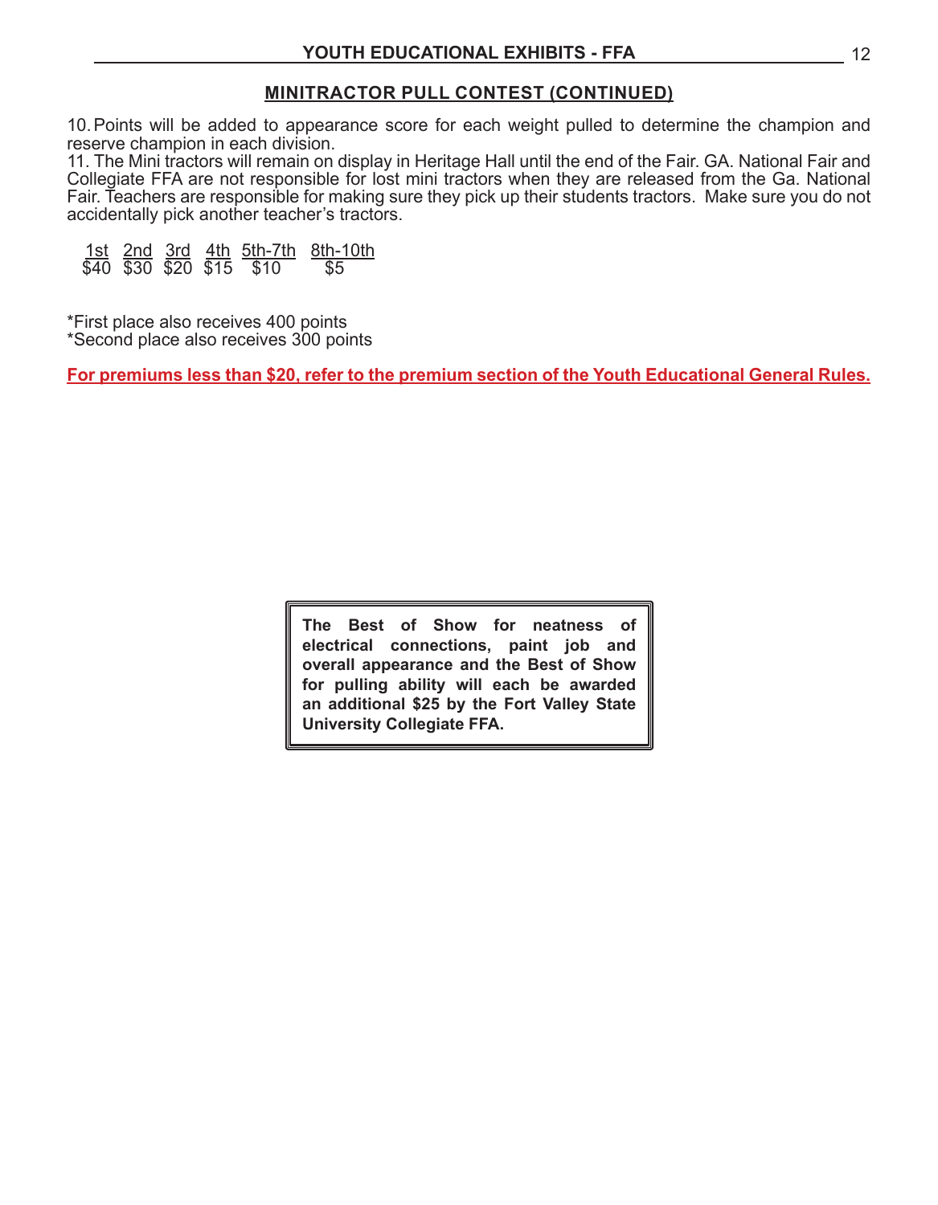## MINITRACTOR PULL CONTEST (CONTINUED)

10. Points will be added to appearance score for each weight pulled to determine the champion and reserve champion in each division.

11. The Mini tractors will remain on display in Heritage Hall until the end of the Fair. GA. National Fair and Collegiate FFA are not responsible for lost mini tractors when they are released from the Ga. National Fair. Teachers are responsible for making sure they pick up their students tractors. Make sure you do not accidentally pick another teacher's tractors.

| 1st | 2nd | 3rd | 4th | 5th-7th | 8th-10th |
|---|---|---|---|---|---|
| $40 | $30 | $20 | $15 | $10 | $5 |

*First place also receives 400 points
*Second place also receives 300 points

**For premiums less than $20, refer to the premium section of the Youth Educational General Rules.**

**The Best of Show for neatness of electrical connections, paint job and overall appearance and the Best of Show for pulling ability will each be awarded an additional $25 by the Fort Valley State University Collegiate FFA.**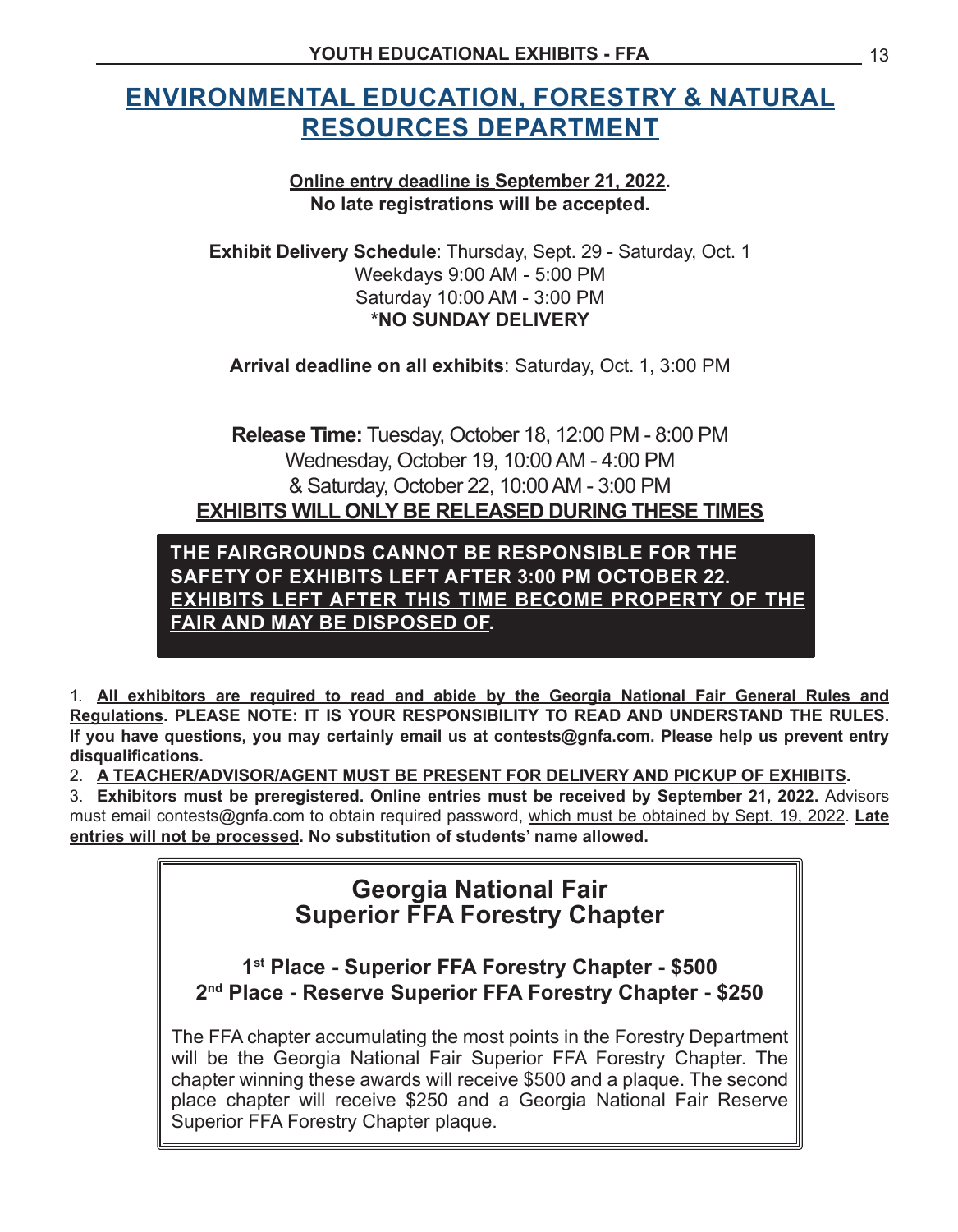# ENVIRONMENTAL EDUCATION, FORESTRY & NATURAL RESOURCES DEPARTMENT

**Online entry deadline is September 21, 2022.**
**No late registrations will be accepted.**

**Exhibit Delivery Schedule**: Thursday, Sept. 29 - Saturday, Oct. 1
Weekdays 9:00 AM - 5:00 PM
Saturday 10:00 AM - 3:00 PM
**\*NO SUNDAY DELIVERY**

**Arrival deadline on all exhibits**: Saturday, Oct. 1, 3:00 PM

**Release Time:** Tuesday, October 18, 12:00 PM - 8:00 PM
Wednesday, October 19, 10:00 AM - 4:00 PM
& Saturday, October 22, 10:00 AM - 3:00 PM
**EXHIBITS WILL ONLY BE RELEASED DURING THESE TIMES**

**THE FAIRGROUNDS CANNOT BE RESPONSIBLE FOR THE SAFETY OF EXHIBITS LEFT AFTER 3:00 PM OCTOBER 22. EXHIBITS LEFT AFTER THIS TIME BECOME PROPERTY OF THE FAIR AND MAY BE DISPOSED OF.**

1. **All exhibitors are required to read and abide by the Georgia National Fair General Rules and Regulations. PLEASE NOTE: IT IS YOUR RESPONSIBILITY TO READ AND UNDERSTAND THE RULES. If you have questions, you may certainly email us at contests@gnfa.com. Please help us prevent entry disqualifications.**
2. **A TEACHER/ADVISOR/AGENT MUST BE PRESENT FOR DELIVERY AND PICKUP OF EXHIBITS.**
3. **Exhibitors must be preregistered. Online entries must be received by September 21, 2022.** Advisors must email contests@gnfa.com to obtain required password, which must be obtained by Sept. 19, 2022. **Late entries will not be processed. No substitution of students' name allowed.**

## Georgia National Fair Superior FFA Forestry Chapter

**1st Place - Superior FFA Forestry Chapter - $500**
**2nd Place - Reserve Superior FFA Forestry Chapter - $250**

The FFA chapter accumulating the most points in the Forestry Department will be the Georgia National Fair Superior FFA Forestry Chapter. The chapter winning these awards will receive $500 and a plaque. The second place chapter will receive $250 and a Georgia National Fair Reserve Superior FFA Forestry Chapter plaque.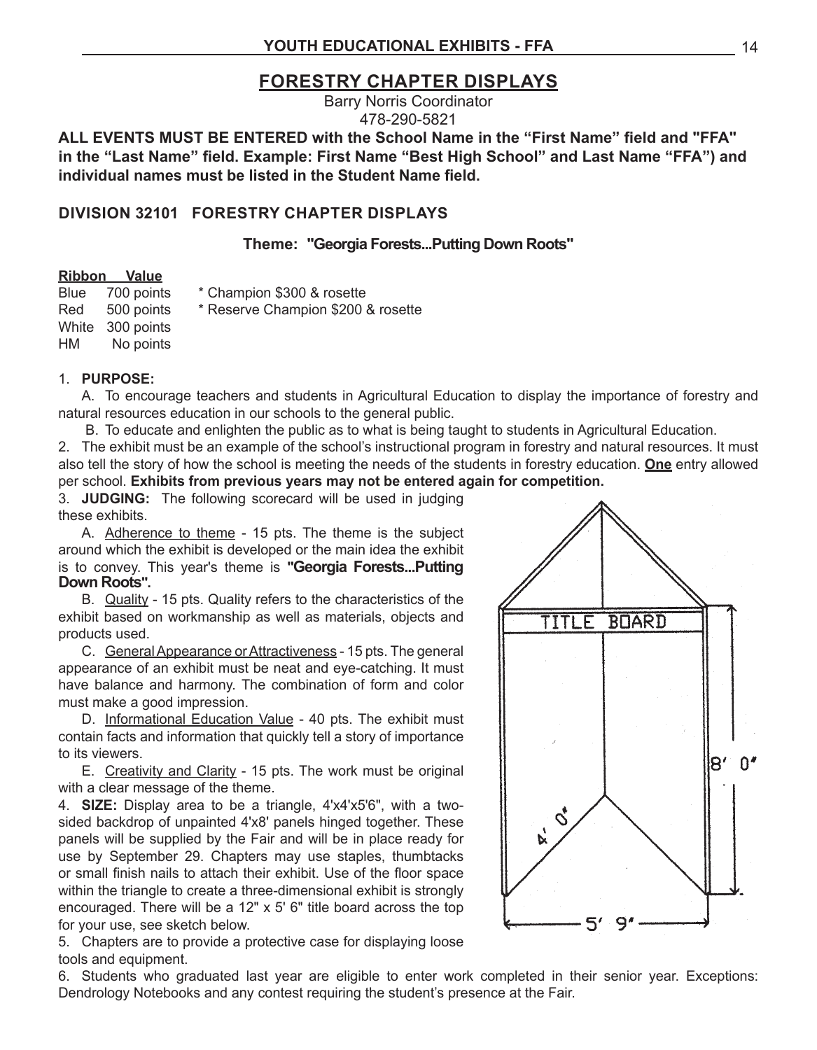## YOUTH EDUCATIONAL EXHIBITS - FFA

# FORESTRY CHAPTER DISPLAYS

Barry Norris Coordinator
478-290-5821

**ALL EVENTS MUST BE ENTERED with the School Name in the "First Name" field and "FFA" in the "Last Name" field. Example: First Name "Best High School" and Last Name "FFA") and individual names must be listed in the Student Name field.**

## DIVISION 32101 FORESTRY CHAPTER DISPLAYS

**Theme: "Georgia Forests...Putting Down Roots"**

| Ribbon | Value | |
|---|---|---|
| Blue | 700 points | * Champion $300 & rosette |
| Red | 500 points | * Reserve Champion $200 & rosette |
| White | 300 points | |
| HM | No points | |

1. **PURPOSE:**
   A. To encourage teachers and students in Agricultural Education to display the importance of forestry and natural resources education in our schools to the general public.
   B. To educate and enlighten the public as to what is being taught to students in Agricultural Education.
2. The exhibit must be an example of the school's instructional program in forestry and natural resources. It must also tell the story of how the school is meeting the needs of the students in forestry education. **One** entry allowed per school. **Exhibits from previous years may not be entered again for competition.**
3. **JUDGING:** The following scorecard will be used in judging these exhibits.
   A. Adherence to theme - 15 pts. The theme is the subject around which the exhibit is developed or the main idea the exhibit is to convey. This year's theme is **"Georgia Forests...Putting Down Roots".**
   B. Quality - 15 pts. Quality refers to the characteristics of the exhibit based on workmanship as well as materials, objects and products used.
   C. General Appearance or Attractiveness - 15 pts. The general appearance of an exhibit must be neat and eye-catching. It must have balance and harmony. The combination of form and color must make a good impression.
   D. Informational Education Value - 40 pts. The exhibit must contain facts and information that quickly tell a story of importance to its viewers.
   E. Creativity and Clarity - 15 pts. The work must be original with a clear message of the theme.
4. **SIZE:** Display area to be a triangle, 4'x4'x5'6", with a two-sided backdrop of unpainted 4'x8' panels hinged together. These panels will be supplied by the Fair and will be in place ready for use by September 29. Chapters may use staples, thumbtacks or small finish nails to attach their exhibit. Use of the floor space within the triangle to create a three-dimensional exhibit is strongly encouraged. There will be a 12" x 5' 6" title board across the top for your use, see sketch below.
5. Chapters are to provide a protective case for displaying loose tools and equipment.
6. Students who graduated last year are eligible to enter work completed in their senior year. Exceptions: Dendrology Notebooks and any contest requiring the student's presence at the Fair.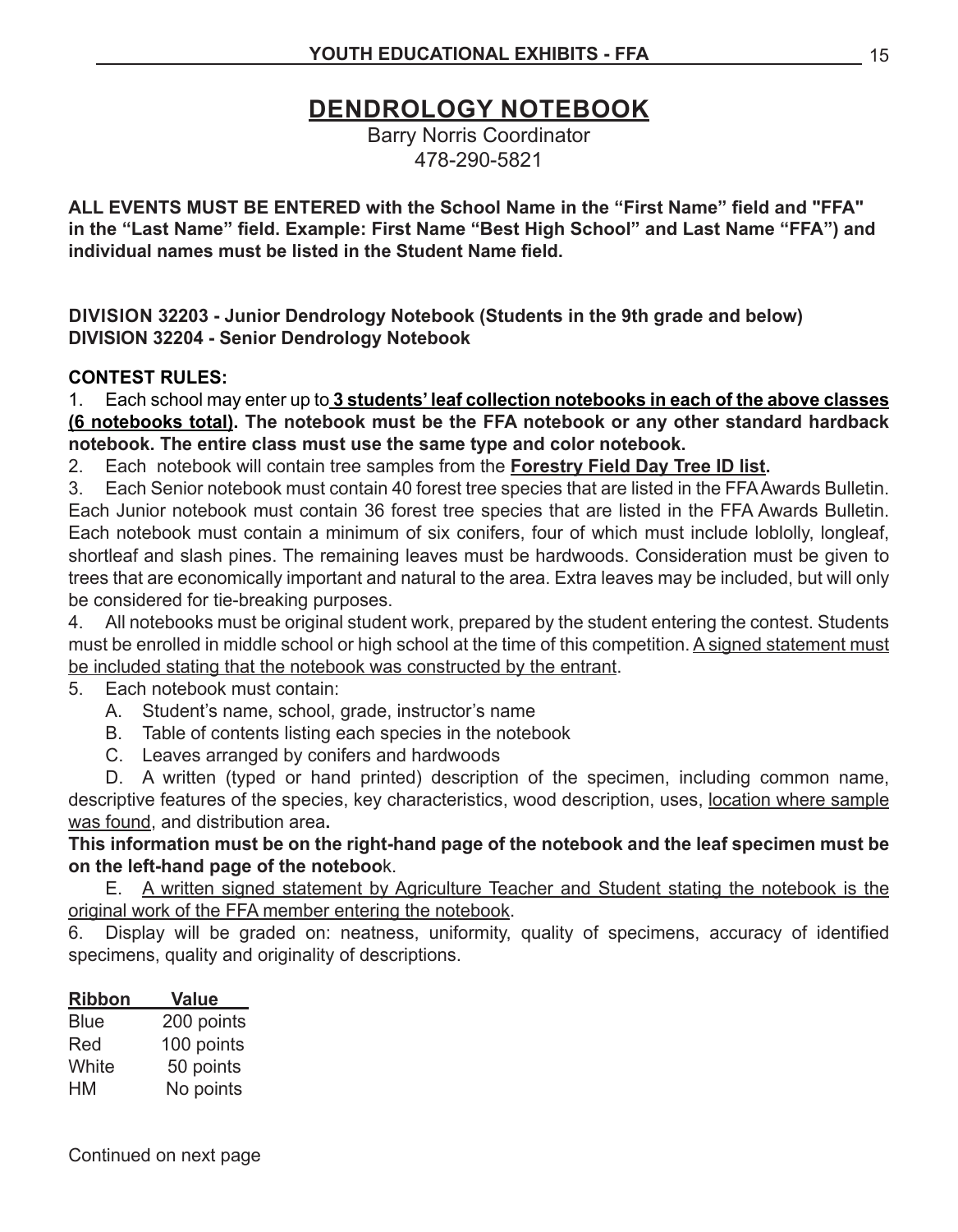# DENDROLOGY NOTEBOOK

Barry Norris Coordinator
478-290-5821

**ALL EVENTS MUST BE ENTERED with the School Name in the "First Name" field and "FFA" in the "Last Name" field. Example: First Name "Best High School" and Last Name "FFA") and individual names must be listed in the Student Name field.**

**DIVISION 32203 - Junior Dendrology Notebook (Students in the 9th grade and below)**
**DIVISION 32204 - Senior Dendrology Notebook**

**CONTEST RULES:**

1. Each school may enter up to **3 students' leaf collection notebooks in each of the above classes (6 notebooks total). The notebook must be the FFA notebook or any other standard hardback notebook. The entire class must use the same type and color notebook.**
2. Each notebook will contain tree samples from the **Forestry Field Day Tree ID list.**
3. Each Senior notebook must contain 40 forest tree species that are listed in the FFA Awards Bulletin. Each Junior notebook must contain 36 forest tree species that are listed in the FFA Awards Bulletin. Each notebook must contain a minimum of six conifers, four of which must include loblolly, longleaf, shortleaf and slash pines. The remaining leaves must be hardwoods. Consideration must be given to trees that are economically important and natural to the area. Extra leaves may be included, but will only be considered for tie-breaking purposes.
4. All notebooks must be original student work, prepared by the student entering the contest. Students must be enrolled in middle school or high school at the time of this competition. A signed statement must be included stating that the notebook was constructed by the entrant.
5. Each notebook must contain:
   A. Student's name, school, grade, instructor's name
   B. Table of contents listing each species in the notebook
   C. Leaves arranged by conifers and hardwoods
   D. A written (typed or hand printed) description of the specimen, including common name, descriptive features of the species, key characteristics, wood description, uses, location where sample was found, and distribution area.

   **This information must be on the right-hand page of the notebook and the leaf specimen must be on the left-hand page of the notebook.**

   E. A written signed statement by Agriculture Teacher and Student stating the notebook is the original work of the FFA member entering the notebook.
6. Display will be graded on: neatness, uniformity, quality of specimens, accuracy of identified specimens, quality and originality of descriptions.

| Ribbon | Value |
|---|---|
| Blue | 200 points |
| Red | 100 points |
| White | 50 points |
| HM | No points |

Continued on next page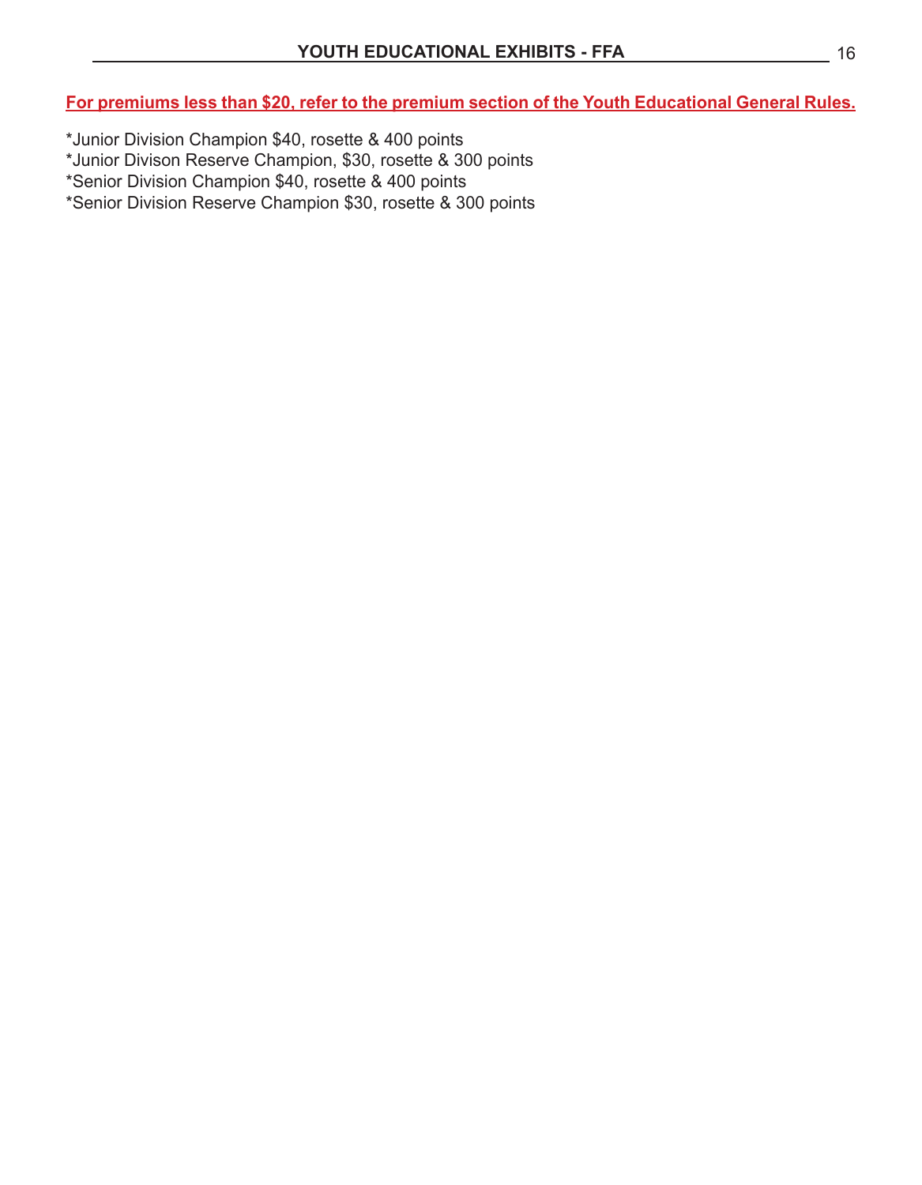**For premiums less than $20, refer to the premium section of the Youth Educational General Rules.**

*Junior Division Champion $40, rosette & 400 points
*Junior Divison Reserve Champion, $30, rosette & 300 points
*Senior Division Champion $40, rosette & 400 points
*Senior Division Reserve Champion $30, rosette & 300 points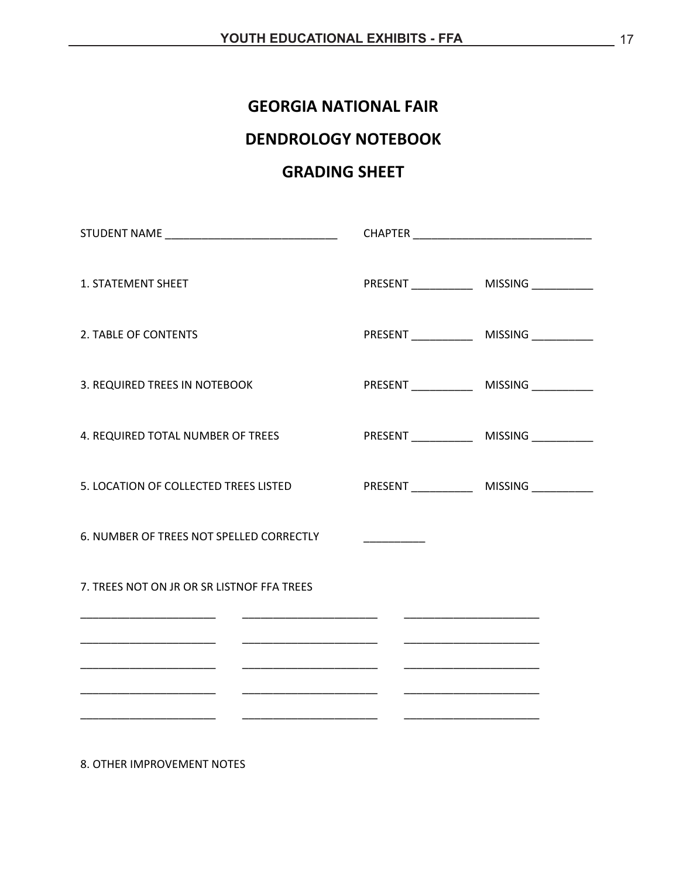# GEORGIA NATIONAL FAIR

# DENDROLOGY NOTEBOOK

# GRADING SHEET

STUDENT NAME ____________________________ CHAPTER ____________________________

1. STATEMENT SHEET PRESENT __________ MISSING __________

2. TABLE OF CONTENTS PRESENT __________ MISSING __________

3. REQUIRED TREES IN NOTEBOOK PRESENT __________ MISSING __________

4. REQUIRED TOTAL NUMBER OF TREES PRESENT __________ MISSING __________

5. LOCATION OF COLLECTED TREES LISTED PRESENT __________ MISSING __________

6. NUMBER OF TREES NOT SPELLED CORRECTLY __________

7. TREES NOT ON JR OR SR LISTNOF FFA TREES

______________________ ______________________ ______________________

______________________ ______________________ ______________________

______________________ ______________________ ______________________

______________________ ______________________ ______________________

______________________ ______________________ ______________________

8. OTHER IMPROVEMENT NOTES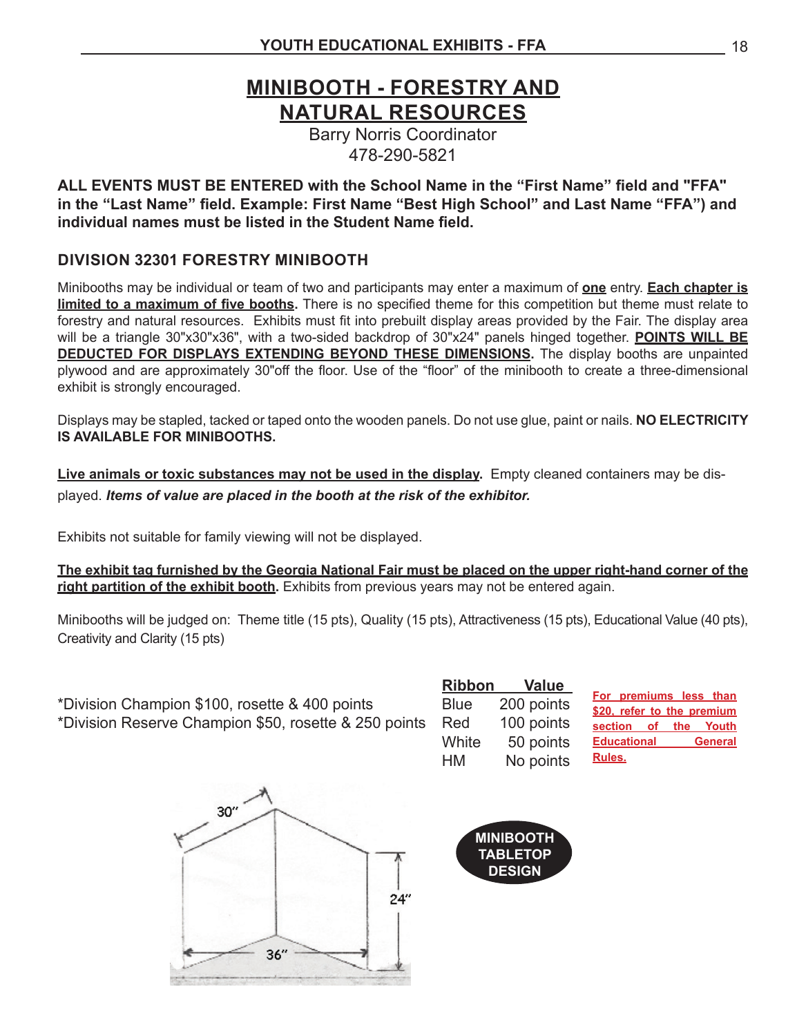# MINIBOOTH - FORESTRY AND NATURAL RESOURCES

Barry Norris Coordinator
478-290-5821

**ALL EVENTS MUST BE ENTERED with the School Name in the "First Name" field and "FFA" in the "Last Name" field. Example: First Name "Best High School" and Last Name "FFA") and individual names must be listed in the Student Name field.**

### DIVISION 32301 FORESTRY MINIBOOTH

Minibooths may be individual or team of two and participants may enter a maximum of **one** entry. **Each chapter is limited to a maximum of five booths.** There is no specified theme for this competition but theme must relate to forestry and natural resources. Exhibits must fit into prebuilt display areas provided by the Fair. The display area will be a triangle 30"x30"x36", with a two-sided backdrop of 30"x24" panels hinged together. **POINTS WILL BE DEDUCTED FOR DISPLAYS EXTENDING BEYOND THESE DIMENSIONS.** The display booths are unpainted plywood and are approximately 30"off the floor. Use of the "floor" of the minibooth to create a three-dimensional exhibit is strongly encouraged.

Displays may be stapled, tacked or taped onto the wooden panels. Do not use glue, paint or nails. **NO ELECTRICITY IS AVAILABLE FOR MINIBOOTHS.**

**Live animals or toxic substances may not be used in the display.** Empty cleaned containers may be displayed. ***Items of value are placed in the booth at the risk of the exhibitor.***

Exhibits not suitable for family viewing will not be displayed.

**The exhibit tag furnished by the Georgia National Fair must be placed on the upper right-hand corner of the right partition of the exhibit booth.** Exhibits from previous years may not be entered again.

Minibooths will be judged on: Theme title (15 pts), Quality (15 pts), Attractiveness (15 pts), Educational Value (40 pts), Creativity and Clarity (15 pts)

*Division Champion $100, rosette & 400 points
*Division Reserve Champion $50, rosette & 250 points

| Ribbon | Value |
|---|---|
| Blue | 200 points |
| Red | 100 points |
| White | 50 points |
| HM | No points |

**For premiums less than $20, refer to the premium section of the Youth Educational General Rules.**

30" 24" 36"

**MINIBOOTH TABLETOP DESIGN**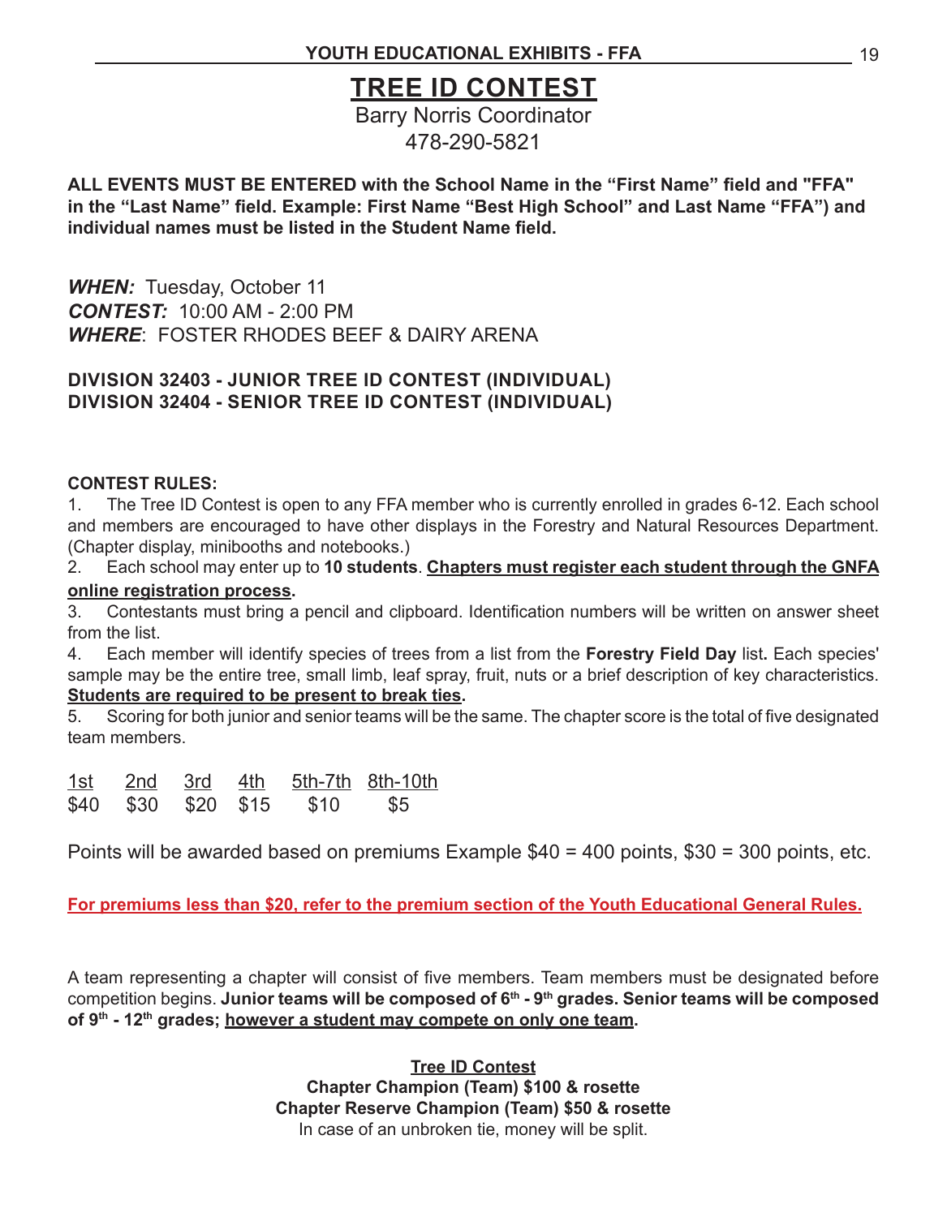# TREE ID CONTEST

Barry Norris Coordinator
478-290-5821

**ALL EVENTS MUST BE ENTERED with the School Name in the "First Name" field and "FFA" in the "Last Name" field. Example: First Name "Best High School" and Last Name "FFA") and individual names must be listed in the Student Name field.**

***WHEN:*** Tuesday, October 11
***CONTEST:*** 10:00 AM - 2:00 PM
***WHERE***: FOSTER RHODES BEEF & DAIRY ARENA

**DIVISION 32403 - JUNIOR TREE ID CONTEST (INDIVIDUAL)**
**DIVISION 32404 - SENIOR TREE ID CONTEST (INDIVIDUAL)**

**CONTEST RULES:**

1. The Tree ID Contest is open to any FFA member who is currently enrolled in grades 6-12. Each school and members are encouraged to have other displays in the Forestry and Natural Resources Department. (Chapter display, minibooths and notebooks.)
2. Each school may enter up to **10 students**. **Chapters must register each student through the GNFA online registration process.**
3. Contestants must bring a pencil and clipboard. Identification numbers will be written on answer sheet from the list.
4. Each member will identify species of trees from a list from the **Forestry Field Day** list**.** Each species' sample may be the entire tree, small limb, leaf spray, fruit, nuts or a brief description of key characteristics. **Students are required to be present to break ties.**
5. Scoring for both junior and senior teams will be the same. The chapter score is the total of five designated team members.

| 1st | 2nd | 3rd | 4th | 5th-7th | 8th-10th |
|---|---|---|---|---|---|
| $40 | $30 | $20 | $15 | $10 | $5 |

Points will be awarded based on premiums Example $40 = 400 points, $30 = 300 points, etc.

**For premiums less than $20, refer to the premium section of the Youth Educational General Rules.**

A team representing a chapter will consist of five members. Team members must be designated before competition begins. **Junior teams will be composed of 6th - 9th grades. Senior teams will be composed of 9th - 12th grades; however a student may compete on only one team.**

**Tree ID Contest**
**Chapter Champion (Team) $100 & rosette**
**Chapter Reserve Champion (Team) $50 & rosette**
In case of an unbroken tie, money will be split.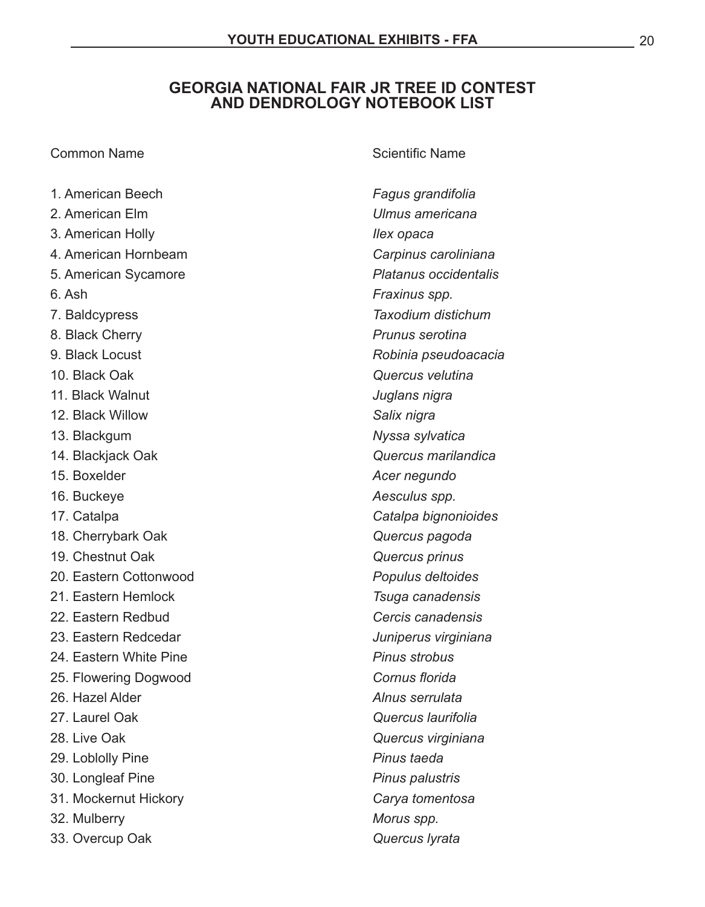## GEORGIA NATIONAL FAIR JR TREE ID CONTEST AND DENDROLOGY NOTEBOOK LIST

| Common Name | Scientific Name |
|---|---|
| 1. American Beech | *Fagus grandifolia* |
| 2. American Elm | *Ulmus americana* |
| 3. American Holly | *Ilex opaca* |
| 4. American Hornbeam | *Carpinus caroliniana* |
| 5. American Sycamore | *Platanus occidentalis* |
| 6. Ash | *Fraxinus spp.* |
| 7. Baldcypress | *Taxodium distichum* |
| 8. Black Cherry | *Prunus serotina* |
| 9. Black Locust | *Robinia pseudoacacia* |
| 10. Black Oak | *Quercus velutina* |
| 11. Black Walnut | *Juglans nigra* |
| 12. Black Willow | *Salix nigra* |
| 13. Blackgum | *Nyssa sylvatica* |
| 14. Blackjack Oak | *Quercus marilandica* |
| 15. Boxelder | *Acer negundo* |
| 16. Buckeye | *Aesculus spp.* |
| 17. Catalpa | *Catalpa bignonioides* |
| 18. Cherrybark Oak | *Quercus pagoda* |
| 19. Chestnut Oak | *Quercus prinus* |
| 20. Eastern Cottonwood | *Populus deltoides* |
| 21. Eastern Hemlock | *Tsuga canadensis* |
| 22. Eastern Redbud | *Cercis canadensis* |
| 23. Eastern Redcedar | *Juniperus virginiana* |
| 24. Eastern White Pine | *Pinus strobus* |
| 25. Flowering Dogwood | *Cornus florida* |
| 26. Hazel Alder | *Alnus serrulata* |
| 27. Laurel Oak | *Quercus laurifolia* |
| 28. Live Oak | *Quercus virginiana* |
| 29. Loblolly Pine | *Pinus taeda* |
| 30. Longleaf Pine | *Pinus palustris* |
| 31. Mockernut Hickory | *Carya tomentosa* |
| 32. Mulberry | *Morus spp.* |
| 33. Overcup Oak | *Quercus lyrata* |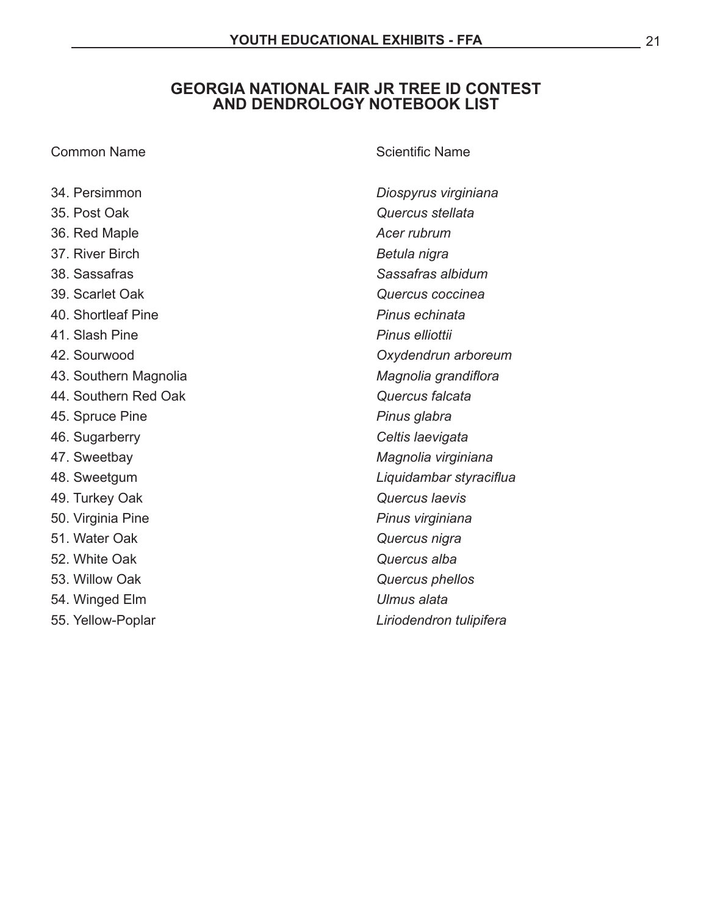## GEORGIA NATIONAL FAIR JR TREE ID CONTEST AND DENDROLOGY NOTEBOOK LIST

| Common Name | Scientific Name |
| --- | --- |
| 34. Persimmon | *Diospyrus virginiana* |
| 35. Post Oak | *Quercus stellata* |
| 36. Red Maple | *Acer rubrum* |
| 37. River Birch | *Betula nigra* |
| 38. Sassafras | *Sassafras albidum* |
| 39. Scarlet Oak | *Quercus coccinea* |
| 40. Shortleaf Pine | *Pinus echinata* |
| 41. Slash Pine | *Pinus elliottii* |
| 42. Sourwood | *Oxydendrun arboreum* |
| 43. Southern Magnolia | *Magnolia grandiflora* |
| 44. Southern Red Oak | *Quercus falcata* |
| 45. Spruce Pine | *Pinus glabra* |
| 46. Sugarberry | *Celtis laevigata* |
| 47. Sweetbay | *Magnolia virginiana* |
| 48. Sweetgum | *Liquidambar styraciflua* |
| 49. Turkey Oak | *Quercus laevis* |
| 50. Virginia Pine | *Pinus virginiana* |
| 51. Water Oak | *Quercus nigra* |
| 52. White Oak | *Quercus alba* |
| 53. Willow Oak | *Quercus phellos* |
| 54. Winged Elm | *Ulmus alata* |
| 55. Yellow-Poplar | *Liriodendron tulipifera* |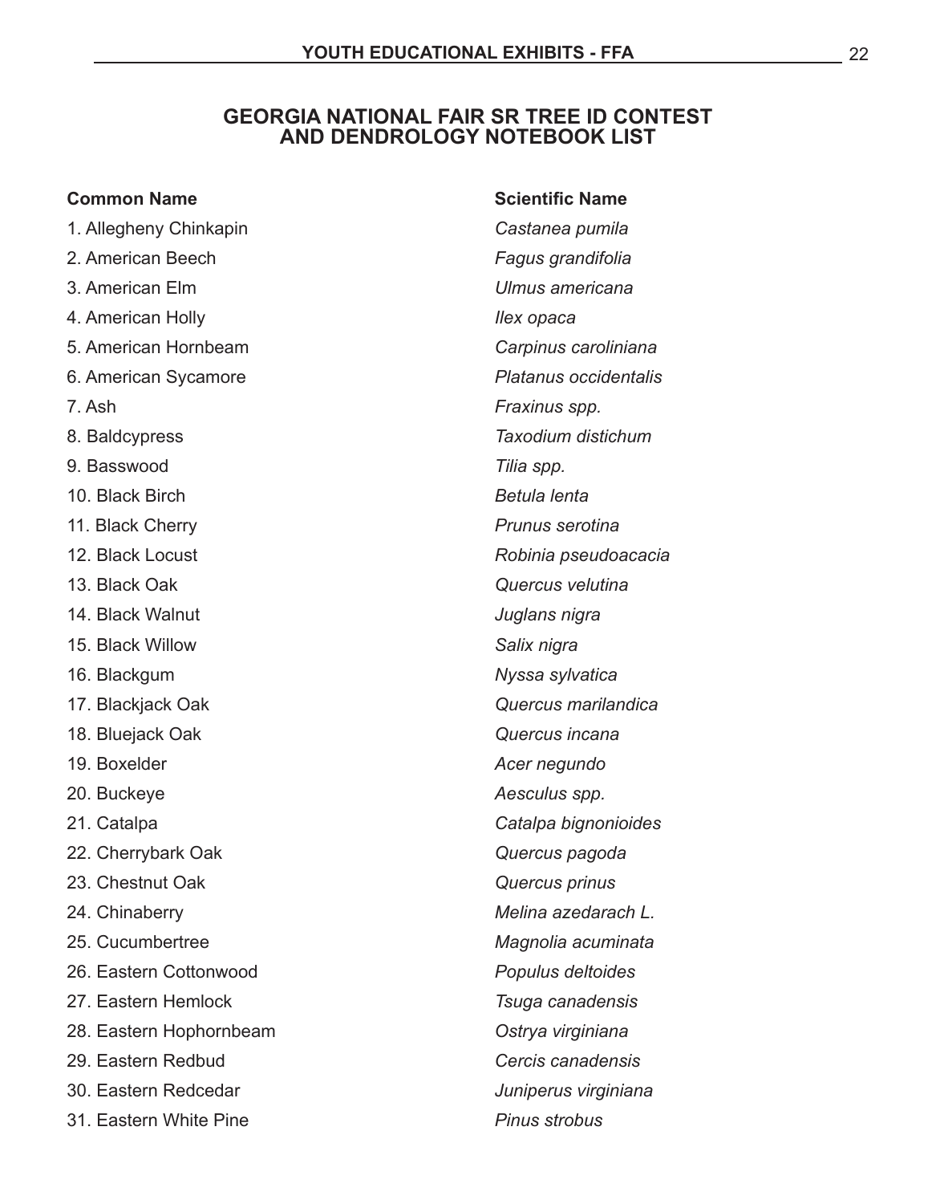## GEORGIA NATIONAL FAIR SR TREE ID CONTEST AND DENDROLOGY NOTEBOOK LIST

| Common Name | Scientific Name |
|---|---|
| 1. Allegheny Chinkapin | *Castanea pumila* |
| 2. American Beech | *Fagus grandifolia* |
| 3. American Elm | *Ulmus americana* |
| 4. American Holly | *Ilex opaca* |
| 5. American Hornbeam | *Carpinus caroliniana* |
| 6. American Sycamore | *Platanus occidentalis* |
| 7. Ash | *Fraxinus spp.* |
| 8. Baldcypress | *Taxodium distichum* |
| 9. Basswood | *Tilia spp.* |
| 10. Black Birch | *Betula lenta* |
| 11. Black Cherry | *Prunus serotina* |
| 12. Black Locust | *Robinia pseudoacacia* |
| 13. Black Oak | *Quercus velutina* |
| 14. Black Walnut | *Juglans nigra* |
| 15. Black Willow | *Salix nigra* |
| 16. Blackgum | *Nyssa sylvatica* |
| 17. Blackjack Oak | *Quercus marilandica* |
| 18. Bluejack Oak | *Quercus incana* |
| 19. Boxelder | *Acer negundo* |
| 20. Buckeye | *Aesculus spp.* |
| 21. Catalpa | *Catalpa bignonioides* |
| 22. Cherrybark Oak | *Quercus pagoda* |
| 23. Chestnut Oak | *Quercus prinus* |
| 24. Chinaberry | *Melina azedarach L.* |
| 25. Cucumbertree | *Magnolia acuminata* |
| 26. Eastern Cottonwood | *Populus deltoides* |
| 27. Eastern Hemlock | *Tsuga canadensis* |
| 28. Eastern Hophornbeam | *Ostrya virginiana* |
| 29. Eastern Redbud | *Cercis canadensis* |
| 30. Eastern Redcedar | *Juniperus virginiana* |
| 31. Eastern White Pine | *Pinus strobus* |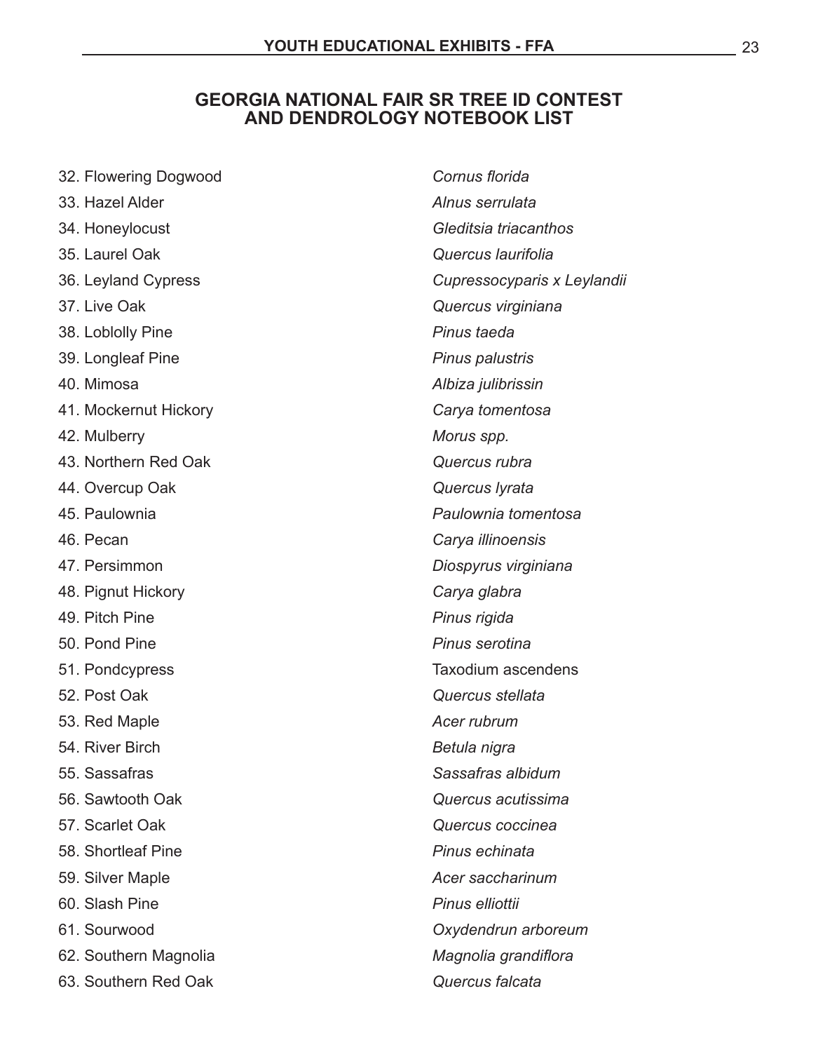## GEORGIA NATIONAL FAIR SR TREE ID CONTEST AND DENDROLOGY NOTEBOOK LIST

| | |
|---|---|
| 32. Flowering Dogwood | *Cornus florida* |
| 33. Hazel Alder | *Alnus serrulata* |
| 34. Honeylocust | *Gleditsia triacanthos* |
| 35. Laurel Oak | *Quercus laurifolia* |
| 36. Leyland Cypress | *Cupressocyparis x Leylandii* |
| 37. Live Oak | *Quercus virginiana* |
| 38. Loblolly Pine | *Pinus taeda* |
| 39. Longleaf Pine | *Pinus palustris* |
| 40. Mimosa | *Albiza julibrissin* |
| 41. Mockernut Hickory | *Carya tomentosa* |
| 42. Mulberry | *Morus spp.* |
| 43. Northern Red Oak | *Quercus rubra* |
| 44. Overcup Oak | *Quercus lyrata* |
| 45. Paulownia | *Paulownia tomentosa* |
| 46. Pecan | *Carya illinoensis* |
| 47. Persimmon | *Diospyrus virginiana* |
| 48. Pignut Hickory | *Carya glabra* |
| 49. Pitch Pine | *Pinus rigida* |
| 50. Pond Pine | *Pinus serotina* |
| 51. Pondcypress | Taxodium ascendens |
| 52. Post Oak | *Quercus stellata* |
| 53. Red Maple | *Acer rubrum* |
| 54. River Birch | *Betula nigra* |
| 55. Sassafras | *Sassafras albidum* |
| 56. Sawtooth Oak | *Quercus acutissima* |
| 57. Scarlet Oak | *Quercus coccinea* |
| 58. Shortleaf Pine | *Pinus echinata* |
| 59. Silver Maple | *Acer saccharinum* |
| 60. Slash Pine | *Pinus elliottii* |
| 61. Sourwood | *Oxydendrun arboreum* |
| 62. Southern Magnolia | *Magnolia grandiflora* |
| 63. Southern Red Oak | *Quercus falcata* |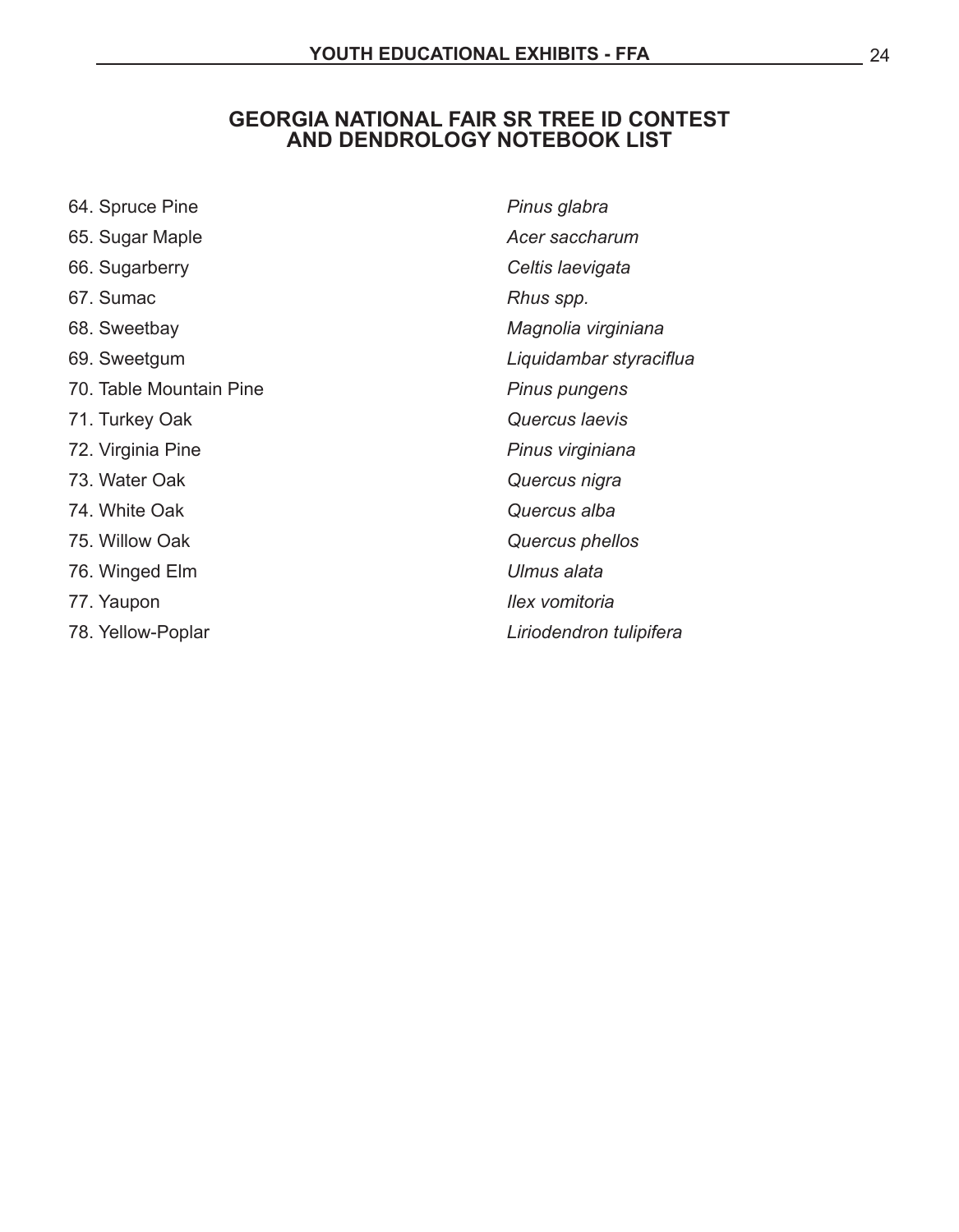## GEORGIA NATIONAL FAIR SR TREE ID CONTEST AND DENDROLOGY NOTEBOOK LIST

| | |
|---|---|
| 64. Spruce Pine | *Pinus glabra* |
| 65. Sugar Maple | *Acer saccharum* |
| 66. Sugarberry | *Celtis laevigata* |
| 67. Sumac | *Rhus spp.* |
| 68. Sweetbay | *Magnolia virginiana* |
| 69. Sweetgum | *Liquidambar styraciflua* |
| 70. Table Mountain Pine | *Pinus pungens* |
| 71. Turkey Oak | *Quercus laevis* |
| 72. Virginia Pine | *Pinus virginiana* |
| 73. Water Oak | *Quercus nigra* |
| 74. White Oak | *Quercus alba* |
| 75. Willow Oak | *Quercus phellos* |
| 76. Winged Elm | *Ulmus alata* |
| 77. Yaupon | *Ilex vomitoria* |
| 78. Yellow-Poplar | *Liriodendron tulipifera* |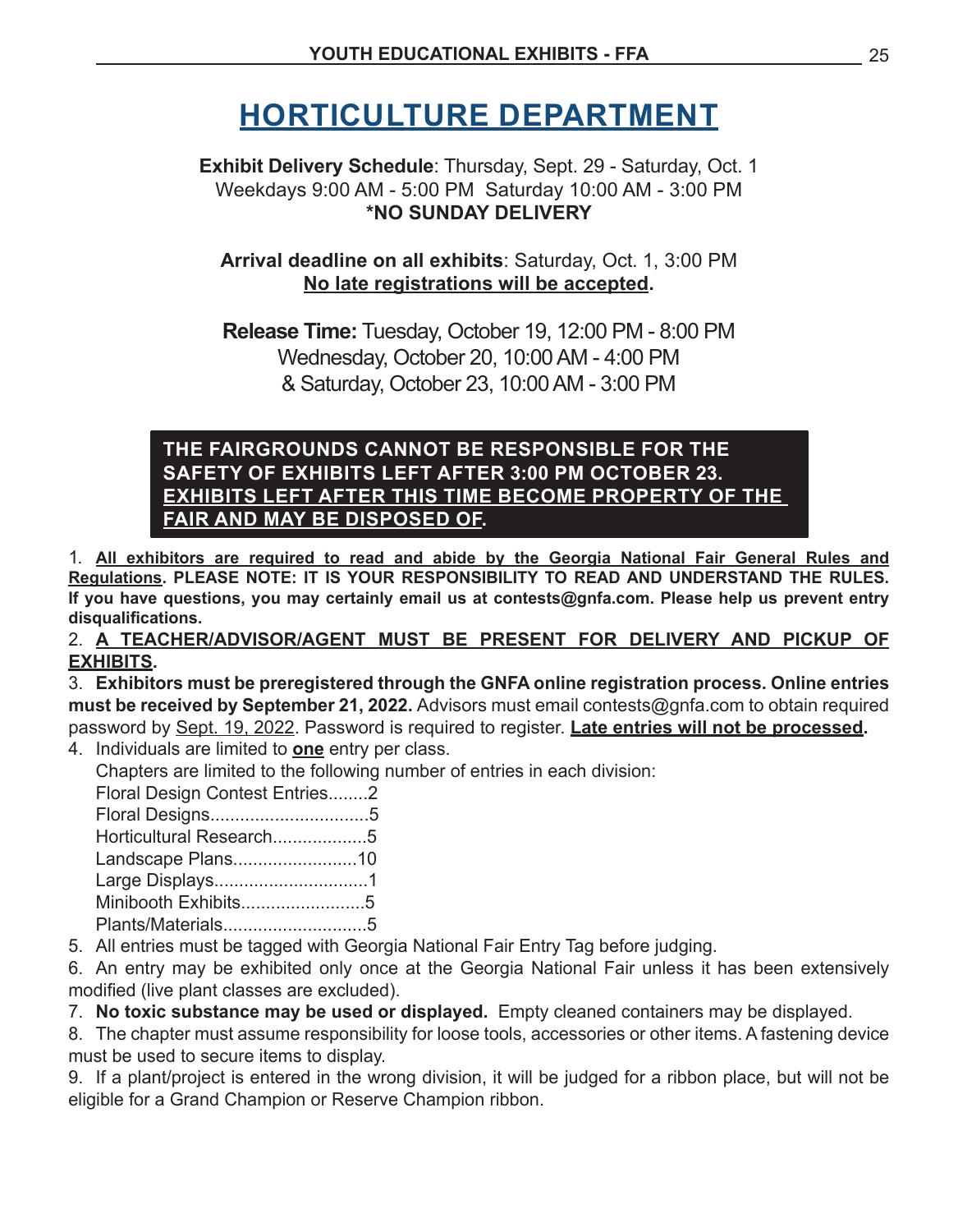# HORTICULTURE DEPARTMENT

**Exhibit Delivery Schedule**: Thursday, Sept. 29 - Saturday, Oct. 1
Weekdays 9:00 AM - 5:00 PM Saturday 10:00 AM - 3:00 PM
**\*NO SUNDAY DELIVERY**

**Arrival deadline on all exhibits**: Saturday, Oct. 1, 3:00 PM
**No late registrations will be accepted.**

**Release Time:** Tuesday, October 19, 12:00 PM - 8:00 PM
Wednesday, October 20, 10:00 AM - 4:00 PM
& Saturday, October 23, 10:00 AM - 3:00 PM

**THE FAIRGROUNDS CANNOT BE RESPONSIBLE FOR THE SAFETY OF EXHIBITS LEFT AFTER 3:00 PM OCTOBER 23. EXHIBITS LEFT AFTER THIS TIME BECOME PROPERTY OF THE FAIR AND MAY BE DISPOSED OF.**

1. **All exhibitors are required to read and abide by the Georgia National Fair General Rules and Regulations. PLEASE NOTE: IT IS YOUR RESPONSIBILITY TO READ AND UNDERSTAND THE RULES. If you have questions, you may certainly email us at contests@gnfa.com. Please help us prevent entry disqualifications.**
2. **A TEACHER/ADVISOR/AGENT MUST BE PRESENT FOR DELIVERY AND PICKUP OF EXHIBITS.**
3. **Exhibitors must be preregistered through the GNFA online registration process. Online entries must be received by September 21, 2022.** Advisors must email contests@gnfa.com to obtain required password by Sept. 19, 2022. Password is required to register. **Late entries will not be processed.**
4. Individuals are limited to **one** entry per class.
   Chapters are limited to the following number of entries in each division:
   Floral Design Contest Entries........2
   Floral Designs................................5
   Horticultural Research...................5
   Landscape Plans.........................10
   Large Displays...............................1
   Minibooth Exhibits.........................5
   Plants/Materials.............................5
5. All entries must be tagged with Georgia National Fair Entry Tag before judging.
6. An entry may be exhibited only once at the Georgia National Fair unless it has been extensively modified (live plant classes are excluded).
7. **No toxic substance may be used or displayed.** Empty cleaned containers may be displayed.
8. The chapter must assume responsibility for loose tools, accessories or other items. A fastening device must be used to secure items to display.
9. If a plant/project is entered in the wrong division, it will be judged for a ribbon place, but will not be eligible for a Grand Champion or Reserve Champion ribbon.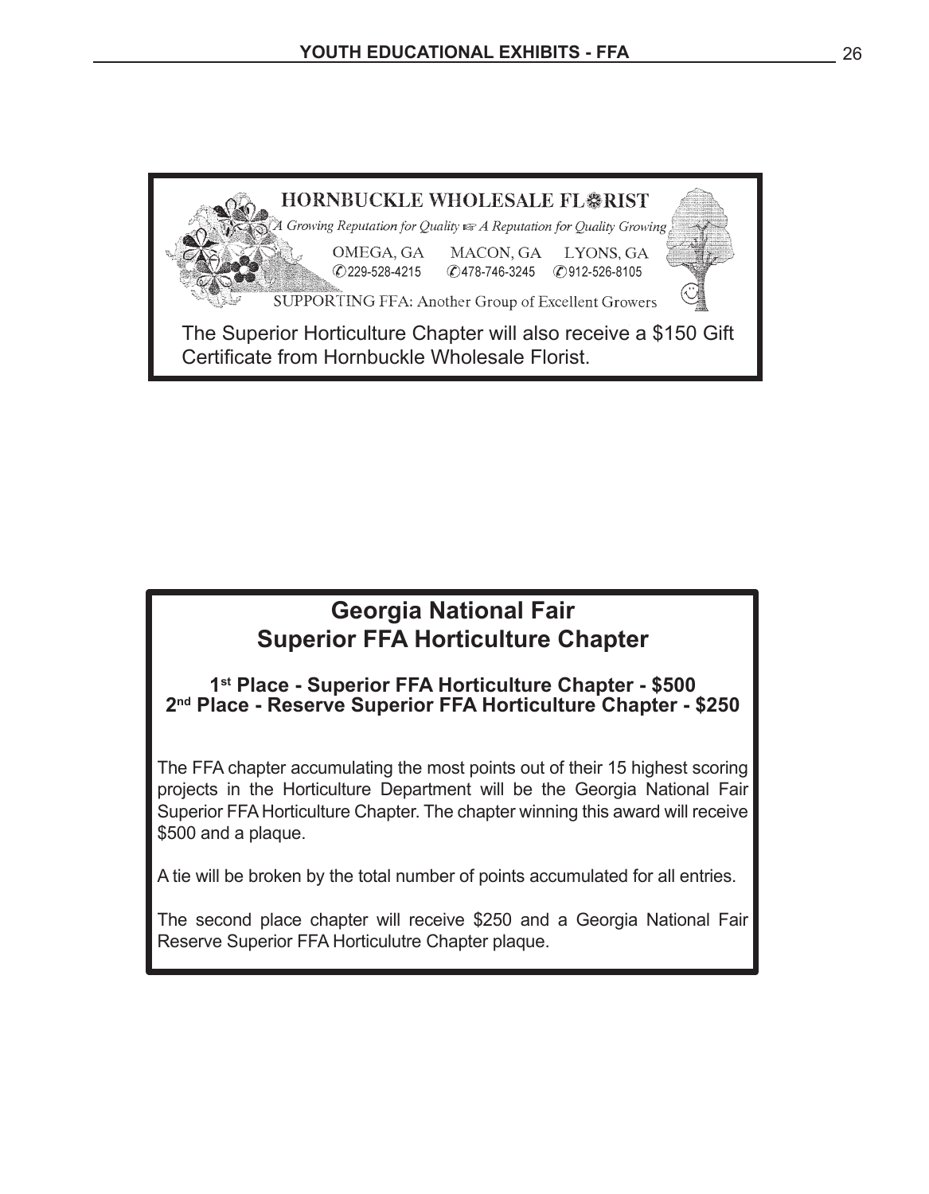HORNBUCKLE WHOLESALE FLORIST

*A Growing Reputation for Quality ☞ A Reputation for Quality Growing*

OMEGA, GA ✆229-528-4215 | MACON, GA ✆478-746-3245 | LYONS, GA ✆912-526-8105

SUPPORTING FFA: Another Group of Excellent Growers

The Superior Horticulture Chapter will also receive a $150 Gift Certificate from Hornbuckle Wholesale Florist.

## Georgia National Fair
## Superior FFA Horticulture Chapter

**1st Place - Superior FFA Horticulture Chapter - $500**
**2nd Place - Reserve Superior FFA Horticulture Chapter - $250**

The FFA chapter accumulating the most points out of their 15 highest scoring projects in the Horticulture Department will be the Georgia National Fair Superior FFA Horticulture Chapter. The chapter winning this award will receive $500 and a plaque.

A tie will be broken by the total number of points accumulated for all entries.

The second place chapter will receive $250 and a Georgia National Fair Reserve Superior FFA Horticulutre Chapter plaque.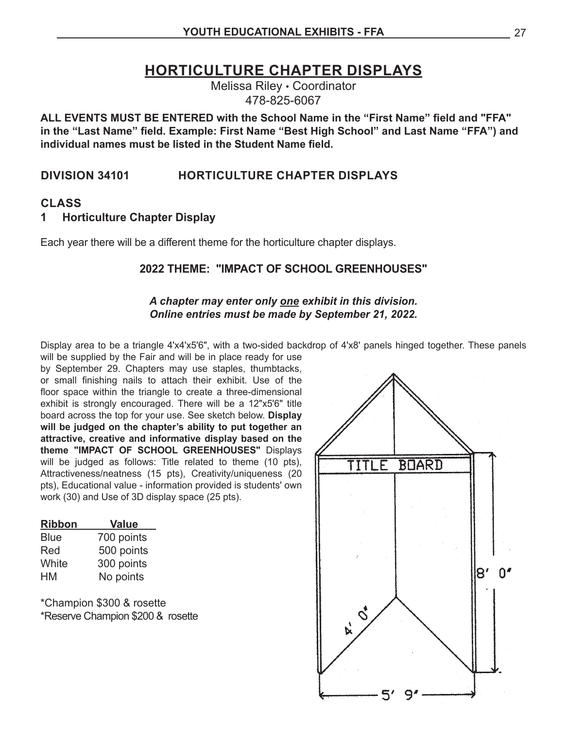# HORTICULTURE CHAPTER DISPLAYS

Melissa Riley • Coordinator
478-825-6067

**ALL EVENTS MUST BE ENTERED with the School Name in the "First Name" field and "FFA" in the "Last Name" field. Example: First Name "Best High School" and Last Name "FFA") and individual names must be listed in the Student Name field.**

## DIVISION 34101 HORTICULTURE CHAPTER DISPLAYS

### CLASS

**1 Horticulture Chapter Display**

Each year there will be a different theme for the horticulture chapter displays.

**2022 THEME: "IMPACT OF SCHOOL GREENHOUSES"**

***A chapter may enter only one exhibit in this division.***
***Online entries must be made by September 21, 2022.***

Display area to be a triangle 4'x4'x5'6", with a two-sided backdrop of 4'x8' panels hinged together. These panels will be supplied by the Fair and will be in place ready for use by September 29. Chapters may use staples, thumbtacks, or small finishing nails to attach their exhibit. Use of the floor space within the triangle to create a three-dimensional exhibit is strongly encouraged. There will be a 12"x5'6" title board across the top for your use. See sketch below. **Display will be judged on the chapter's ability to put together an attractive, creative and informative display based on the theme "IMPACT OF SCHOOL GREENHOUSES"** Displays will be judged as follows: Title related to theme (10 pts), Attractiveness/neatness (15 pts), Creativity/uniqueness (20 pts), Educational value - information provided is students' own work (30) and Use of 3D display space (25 pts).

| Ribbon | Value |
|---|---|
| Blue | 700 points |
| Red | 500 points |
| White | 300 points |
| HM | No points |

*Champion $300 & rosette
*Reserve Champion $200 & rosette

TITLE BOARD

8' 0"

4' 0"

5' 9"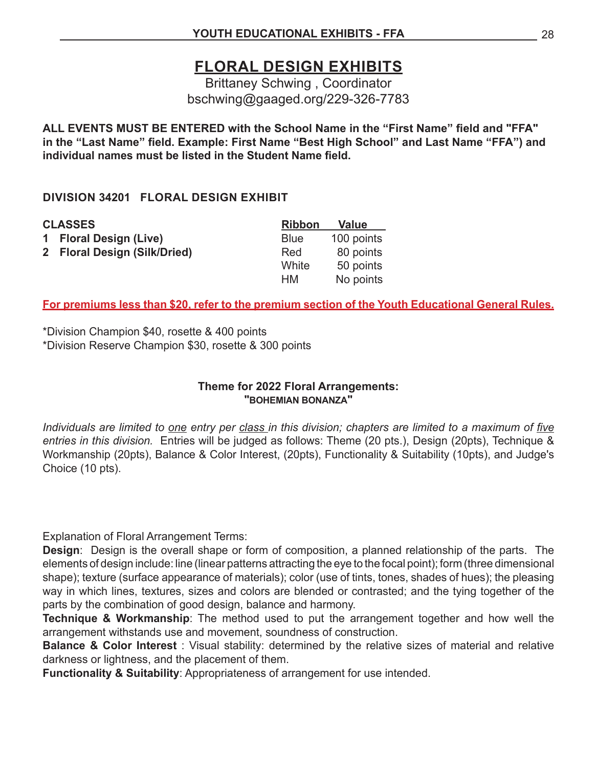# FLORAL DESIGN EXHIBITS

Brittaney Schwing , Coordinator
bschwing@gaaged.org/229-326-7783

**ALL EVENTS MUST BE ENTERED with the School Name in the "First Name" field and "FFA" in the "Last Name" field. Example: First Name "Best High School" and Last Name "FFA") and individual names must be listed in the Student Name field.**

**DIVISION 34201 FLORAL DESIGN EXHIBIT**

| CLASSES | Ribbon | Value |
|---|---|---|
| **1 Floral Design (Live)** | Blue | 100 points |
| **2 Floral Design (Silk/Dried)** | Red | 80 points |
| | White | 50 points |
| | HM | No points |

**For premiums less than $20, refer to the premium section of the Youth Educational General Rules.**

*Division Champion $40, rosette & 400 points
*Division Reserve Champion $30, rosette & 300 points

**Theme for 2022 Floral Arrangements:**
**"BOHEMIAN BONANZA"**

*Individuals are limited to one entry per class in this division; chapters are limited to a maximum of five entries in this division.* Entries will be judged as follows: Theme (20 pts.), Design (20pts), Technique & Workmanship (20pts), Balance & Color Interest, (20pts), Functionality & Suitability (10pts), and Judge's Choice (10 pts).

Explanation of Floral Arrangement Terms:

**Design**: Design is the overall shape or form of composition, a planned relationship of the parts. The elements of design include: line (linear patterns attracting the eye to the focal point); form (three dimensional shape); texture (surface appearance of materials); color (use of tints, tones, shades of hues); the pleasing way in which lines, textures, sizes and colors are blended or contrasted; and the tying together of the parts by the combination of good design, balance and harmony.

**Technique & Workmanship**: The method used to put the arrangement together and how well the arrangement withstands use and movement, soundness of construction.

**Balance & Color Interest** : Visual stability: determined by the relative sizes of material and relative darkness or lightness, and the placement of them.

**Functionality & Suitability**: Appropriateness of arrangement for use intended.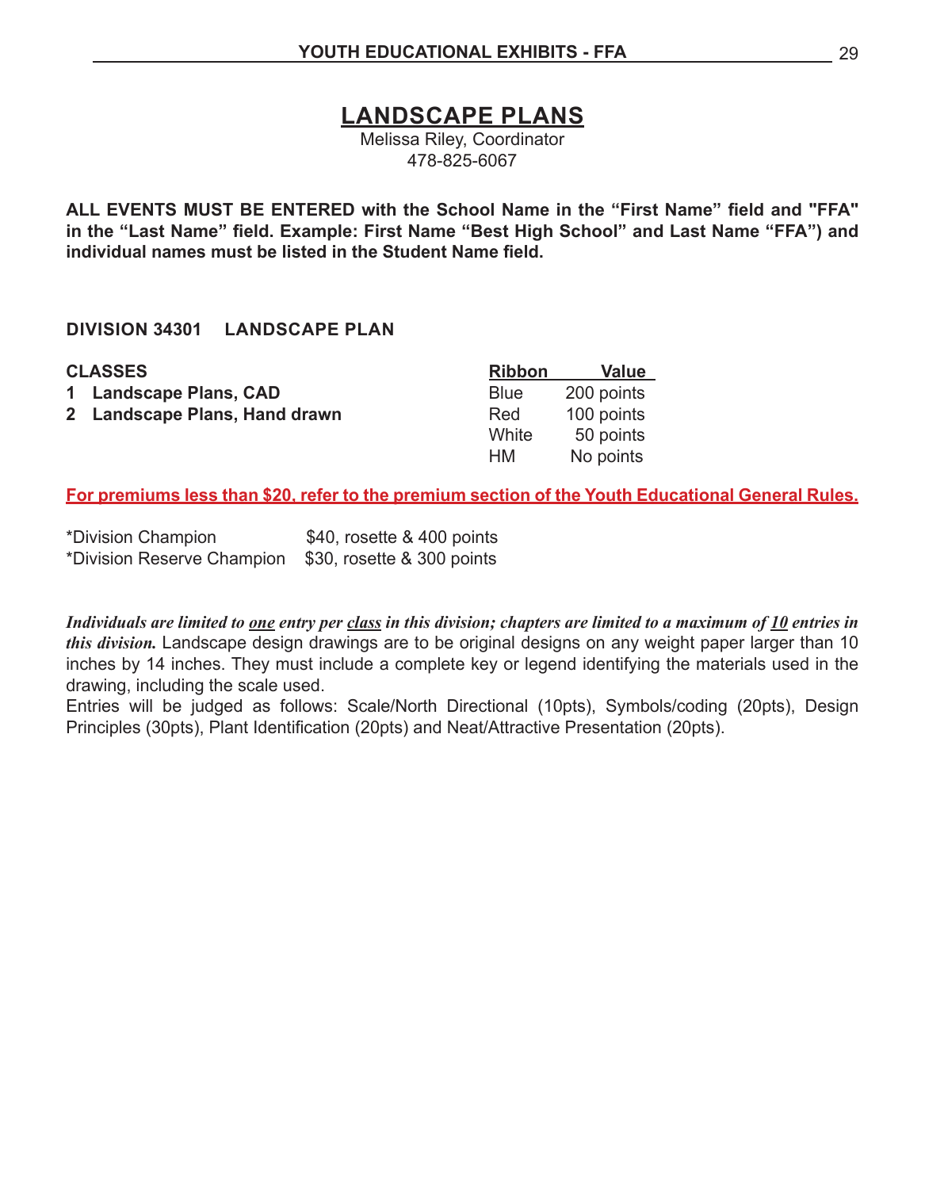# LANDSCAPE PLANS

Melissa Riley, Coordinator
478-825-6067

**ALL EVENTS MUST BE ENTERED with the School Name in the "First Name" field and "FFA" in the "Last Name" field. Example: First Name "Best High School" and Last Name "FFA") and individual names must be listed in the Student Name field.**

## DIVISION 34301 LANDSCAPE PLAN

| CLASSES | Ribbon | Value |
|---|---|---|
| **1 Landscape Plans, CAD** | Blue | 200 points |
| **2 Landscape Plans, Hand drawn** | Red | 100 points |
| | White | 50 points |
| | HM | No points |

**For premiums less than $20, refer to the premium section of the Youth Educational General Rules.**

*Division Champion $40, rosette & 400 points
*Division Reserve Champion $30, rosette & 300 points

***Individuals are limited to one entry per class in this division; chapters are limited to a maximum of 10 entries in this division.*** Landscape design drawings are to be original designs on any weight paper larger than 10 inches by 14 inches. They must include a complete key or legend identifying the materials used in the drawing, including the scale used.

Entries will be judged as follows: Scale/North Directional (10pts), Symbols/coding (20pts), Design Principles (30pts), Plant Identification (20pts) and Neat/Attractive Presentation (20pts).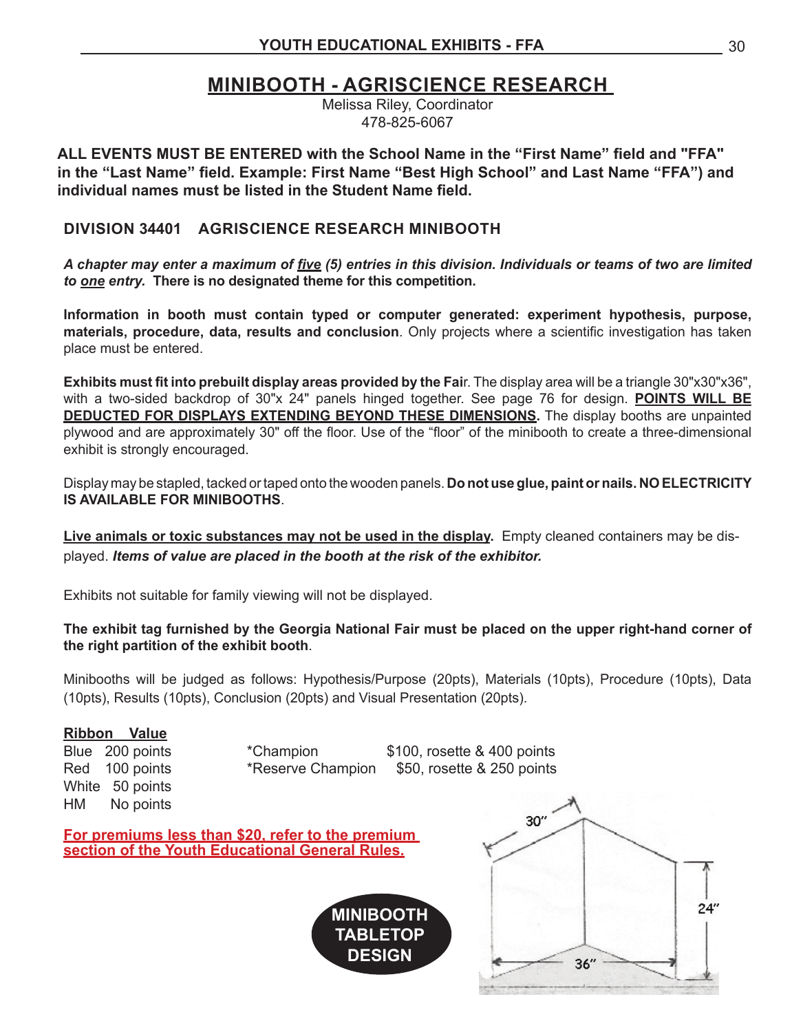# MINIBOOTH - AGRISCIENCE RESEARCH

Melissa Riley, Coordinator
478-825-6067

**ALL EVENTS MUST BE ENTERED with the School Name in the "First Name" field and "FFA" in the "Last Name" field. Example: First Name "Best High School" and Last Name "FFA") and individual names must be listed in the Student Name field.**

## DIVISION 34401 AGRISCIENCE RESEARCH MINIBOOTH

***A chapter may enter a maximum of five (5) entries in this division. Individuals or teams of two are limited to one entry.*** **There is no designated theme for this competition.**

**Information in booth must contain typed or computer generated: experiment hypothesis, purpose, materials, procedure, data, results and conclusion**. Only projects where a scientific investigation has taken place must be entered.

**Exhibits must fit into prebuilt display areas provided by the Fai**r. The display area will be a triangle 30"x30"x36", with a two-sided backdrop of 30"x 24" panels hinged together. See page 76 for design. **POINTS WILL BE DEDUCTED FOR DISPLAYS EXTENDING BEYOND THESE DIMENSIONS.** The display booths are unpainted plywood and are approximately 30" off the floor. Use of the "floor" of the minibooth to create a three-dimensional exhibit is strongly encouraged.

Display may be stapled, tacked or taped onto the wooden panels. **Do not use glue, paint or nails. NO ELECTRICITY IS AVAILABLE FOR MINIBOOTHS**.

**Live animals or toxic substances may not be used in the display.** Empty cleaned containers may be displayed. ***Items of value are placed in the booth at the risk of the exhibitor.***

Exhibits not suitable for family viewing will not be displayed.

**The exhibit tag furnished by the Georgia National Fair must be placed on the upper right-hand corner of the right partition of the exhibit booth**.

Minibooths will be judged as follows: Hypothesis/Purpose (20pts), Materials (10pts), Procedure (10pts), Data (10pts), Results (10pts), Conclusion (20pts) and Visual Presentation (20pts).

| Ribbon | Value |
|---|---|
| Blue | 200 points |
| Red | 100 points |
| White | 50 points |
| HM | No points |

| | |
|---|---|
| *Champion | $100, rosette & 400 points |
| *Reserve Champion | $50, rosette & 250 points |

**For premiums less than $20, refer to the premium section of the Youth Educational General Rules.**

**MINIBOOTH TABLETOP DESIGN**

30" 24" 36"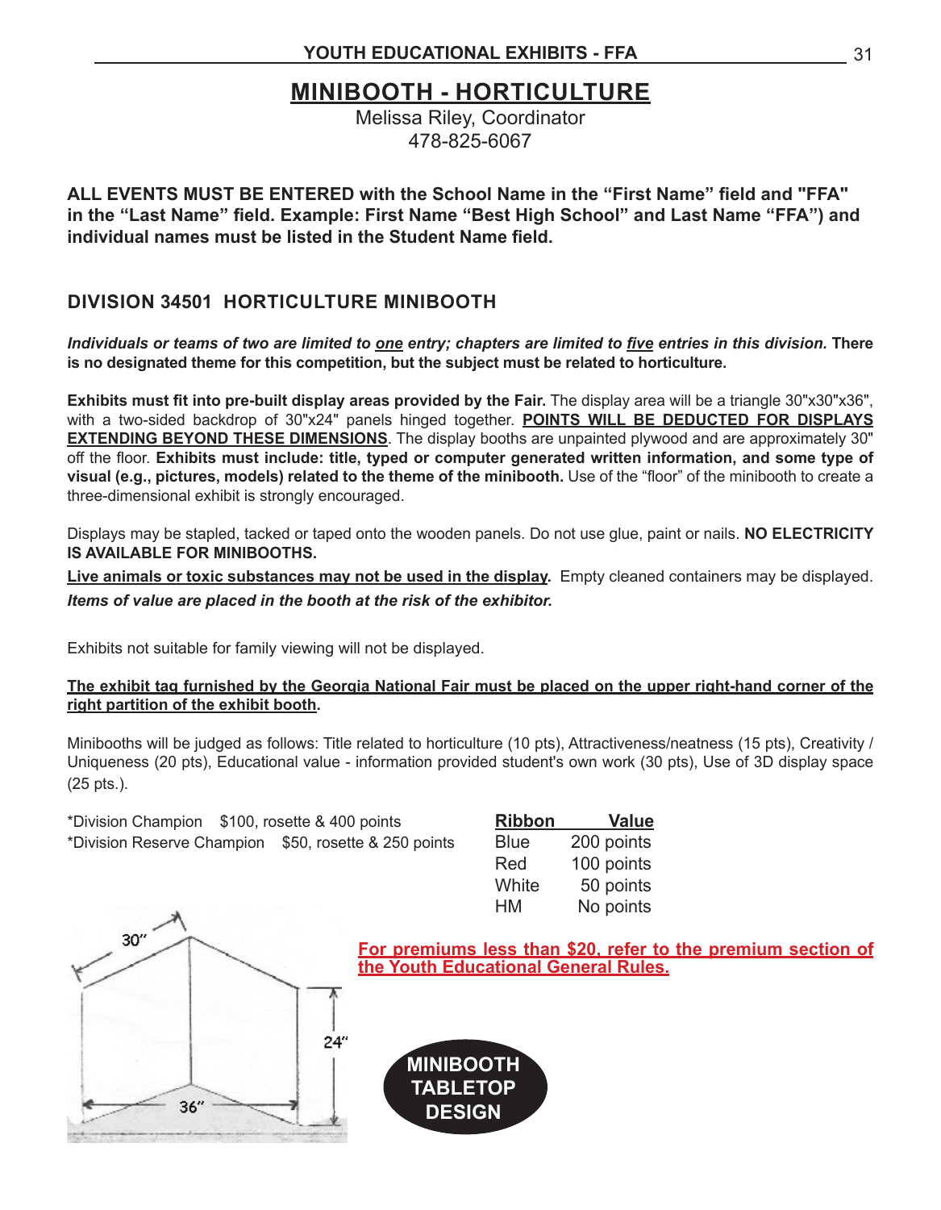# MINIBOOTH - HORTICULTURE

Melissa Riley, Coordinator
478-825-6067

**ALL EVENTS MUST BE ENTERED with the School Name in the "First Name" field and "FFA" in the "Last Name" field. Example: First Name "Best High School" and Last Name "FFA") and individual names must be listed in the Student Name field.**

## DIVISION 34501 HORTICULTURE MINIBOOTH

***Individuals or teams of two are limited to one entry; chapters are limited to five entries in this division.*** **There is no designated theme for this competition, but the subject must be related to horticulture.**

**Exhibits must fit into pre-built display areas provided by the Fair.** The display area will be a triangle 30"x30"x36", with a two-sided backdrop of 30"x24" panels hinged together. **POINTS WILL BE DEDUCTED FOR DISPLAYS EXTENDING BEYOND THESE DIMENSIONS**. The display booths are unpainted plywood and are approximately 30" off the floor. **Exhibits must include: title, typed or computer generated written information, and some type of visual (e.g., pictures, models) related to the theme of the minibooth.** Use of the "floor" of the minibooth to create a three-dimensional exhibit is strongly encouraged.

Displays may be stapled, tacked or taped onto the wooden panels. Do not use glue, paint or nails. **NO ELECTRICITY IS AVAILABLE FOR MINIBOOTHS.**

**Live animals or toxic substances may not be used in the display.** Empty cleaned containers may be displayed.
***Items of value are placed in the booth at the risk of the exhibitor.***

Exhibits not suitable for family viewing will not be displayed.

**The exhibit tag furnished by the Georgia National Fair must be placed on the upper right-hand corner of the right partition of the exhibit booth.**

Minibooths will be judged as follows: Title related to horticulture (10 pts), Attractiveness/neatness (15 pts), Creativity / Uniqueness (20 pts), Educational value - information provided student's own work (30 pts), Use of 3D display space (25 pts.).

*Division Champion $100, rosette & 400 points
*Division Reserve Champion $50, rosette & 250 points

| Ribbon | Value |
|---|---|
| Blue | 200 points |
| Red | 100 points |
| White | 50 points |
| HM | No points |

30"
24"
36"

**For premiums less than $20, refer to the premium section of the Youth Educational General Rules.**

**MINIBOOTH TABLETOP DESIGN**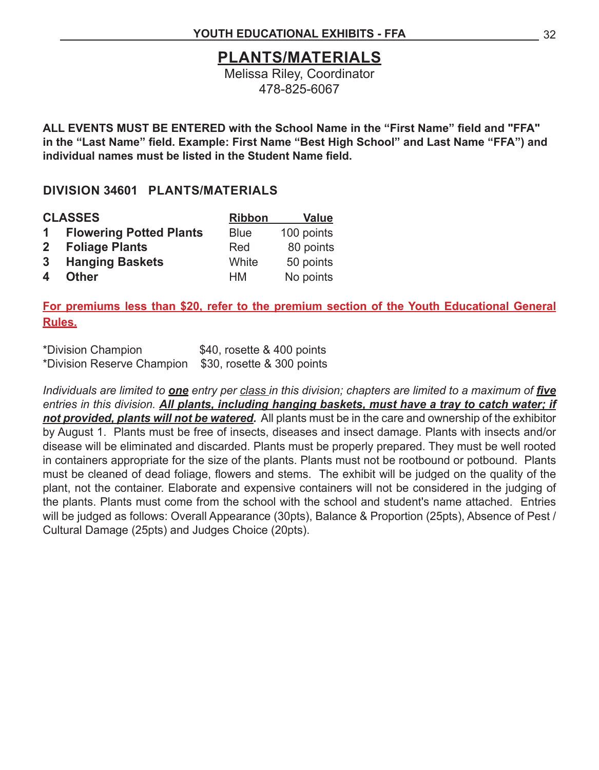# PLANTS/MATERIALS

Melissa Riley, Coordinator
478-825-6067

**ALL EVENTS MUST BE ENTERED with the School Name in the "First Name" field and "FFA" in the "Last Name" field. Example: First Name "Best High School" and Last Name "FFA") and individual names must be listed in the Student Name field.**

## DIVISION 34601 PLANTS/MATERIALS

| CLASSES | | Ribbon | Value |
|---|---|---|---|
| 1 | **Flowering Potted Plants** | Blue | 100 points |
| 2 | **Foliage Plants** | Red | 80 points |
| 3 | **Hanging Baskets** | White | 50 points |
| 4 | **Other** | HM | No points |

**For premiums less than $20, refer to the premium section of the Youth Educational General Rules.**

*Division Champion $40, rosette & 400 points
*Division Reserve Champion $30, rosette & 300 points

*Individuals are limited to* ***one*** *entry per class in this division; chapters are limited to a maximum of* ***five*** *entries in this division.* ***All plants, including hanging baskets, must have a tray to catch water; if not provided, plants will not be watered.*** All plants must be in the care and ownership of the exhibitor by August 1. Plants must be free of insects, diseases and insect damage. Plants with insects and/or disease will be eliminated and discarded. Plants must be properly prepared. They must be well rooted in containers appropriate for the size of the plants. Plants must not be rootbound or potbound. Plants must be cleaned of dead foliage, flowers and stems. The exhibit will be judged on the quality of the plant, not the container. Elaborate and expensive containers will not be considered in the judging of the plants. Plants must come from the school with the school and student's name attached. Entries will be judged as follows: Overall Appearance (30pts), Balance & Proportion (25pts), Absence of Pest / Cultural Damage (25pts) and Judges Choice (20pts).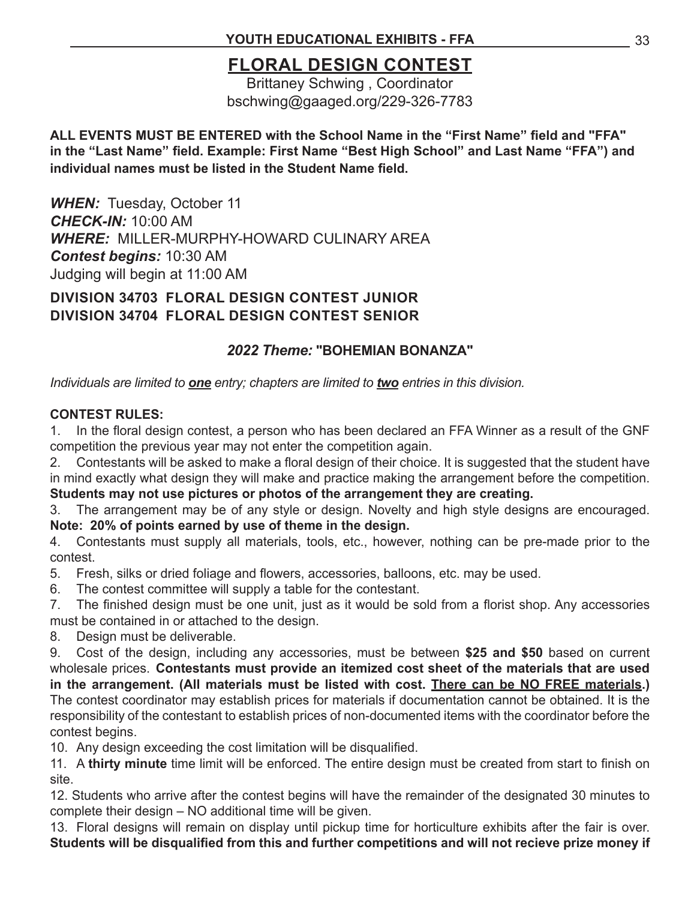# FLORAL DESIGN CONTEST

Brittaney Schwing , Coordinator
bschwing@gaaged.org/229-326-7783

**ALL EVENTS MUST BE ENTERED with the School Name in the "First Name" field and "FFA" in the "Last Name" field. Example: First Name "Best High School" and Last Name "FFA") and individual names must be listed in the Student Name field.**

***WHEN:*** Tuesday, October 11
***CHECK-IN:*** 10:00 AM
***WHERE:*** MILLER-MURPHY-HOWARD CULINARY AREA
***Contest begins:*** 10:30 AM
Judging will begin at 11:00 AM

**DIVISION 34703 FLORAL DESIGN CONTEST JUNIOR**
**DIVISION 34704 FLORAL DESIGN CONTEST SENIOR**

***2022 Theme:*** **"BOHEMIAN BONANZA"**

*Individuals are limited to **one** entry; chapters are limited to **two** entries in this division.*

**CONTEST RULES:**

1. In the floral design contest, a person who has been declared an FFA Winner as a result of the GNF competition the previous year may not enter the competition again.
2. Contestants will be asked to make a floral design of their choice. It is suggested that the student have in mind exactly what design they will make and practice making the arrangement before the competition. **Students may not use pictures or photos of the arrangement they are creating.**
3. The arrangement may be of any style or design. Novelty and high style designs are encouraged. **Note: 20% of points earned by use of theme in the design.**
4. Contestants must supply all materials, tools, etc., however, nothing can be pre-made prior to the contest.
5. Fresh, silks or dried foliage and flowers, accessories, balloons, etc. may be used.
6. The contest committee will supply a table for the contestant.
7. The finished design must be one unit, just as it would be sold from a florist shop. Any accessories must be contained in or attached to the design.
8. Design must be deliverable.
9. Cost of the design, including any accessories, must be between **$25 and $50** based on current wholesale prices. **Contestants must provide an itemized cost sheet of the materials that are used in the arrangement. (All materials must be listed with cost. There can be NO FREE materials.)** The contest coordinator may establish prices for materials if documentation cannot be obtained. It is the responsibility of the contestant to establish prices of non-documented items with the coordinator before the contest begins.
10. Any design exceeding the cost limitation will be disqualified.
11. A **thirty minute** time limit will be enforced. The entire design must be created from start to finish on site.
12. Students who arrive after the contest begins will have the remainder of the designated 30 minutes to complete their design – NO additional time will be given.
13. Floral designs will remain on display until pickup time for horticulture exhibits after the fair is over. **Students will be disqualified from this and further competitions and will not recieve prize money if**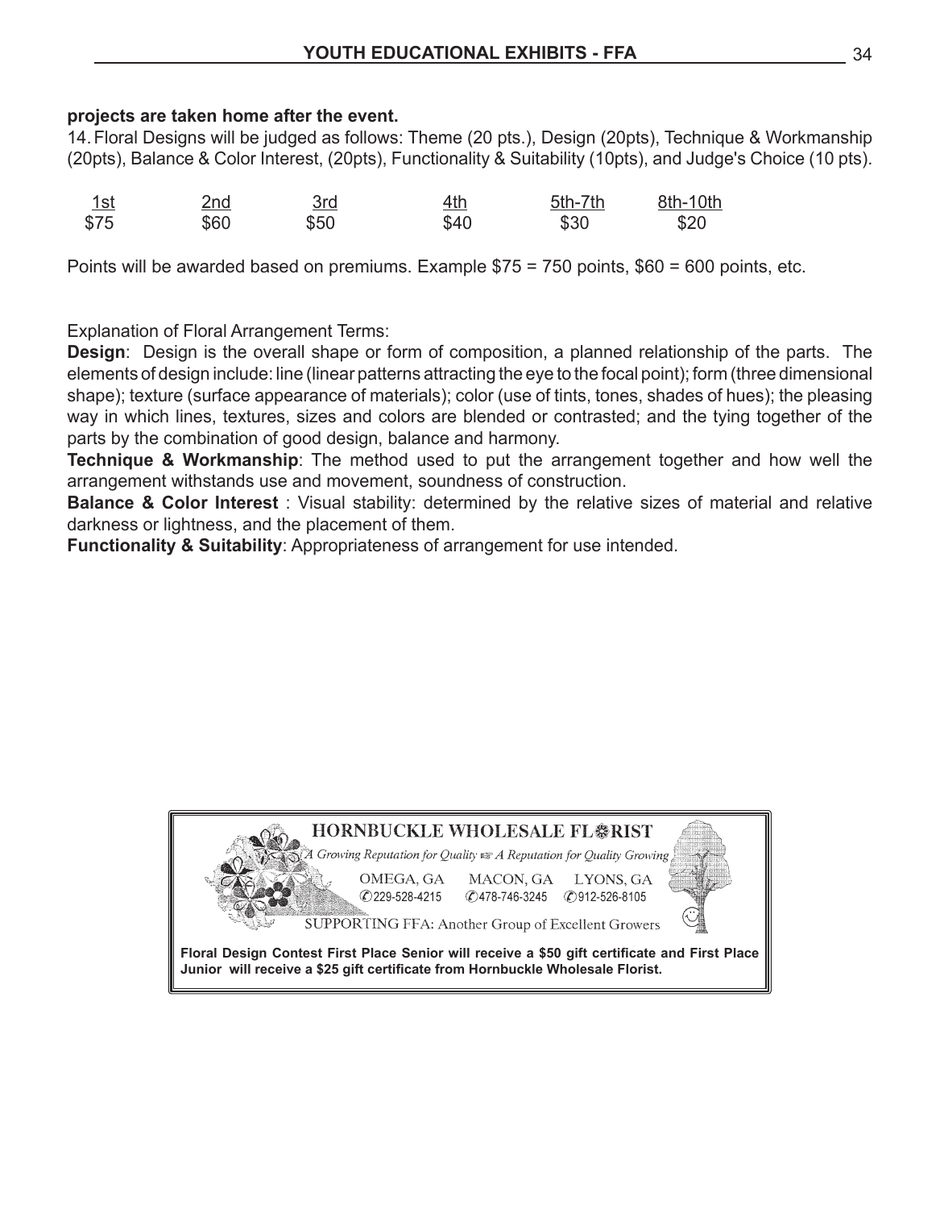**projects are taken home after the event.**

14. Floral Designs will be judged as follows: Theme (20 pts.), Design (20pts), Technique & Workmanship (20pts), Balance & Color Interest, (20pts), Functionality & Suitability (10pts), and Judge's Choice (10 pts).

| 1st | 2nd | 3rd | 4th | 5th-7th | 8th-10th |
|---|---|---|---|---|---|
| $75 | $60 | $50 | $40 | $30 | $20 |

Points will be awarded based on premiums. Example $75 = 750 points, $60 = 600 points, etc.

Explanation of Floral Arrangement Terms:

**Design**: Design is the overall shape or form of composition, a planned relationship of the parts. The elements of design include: line (linear patterns attracting the eye to the focal point); form (three dimensional shape); texture (surface appearance of materials); color (use of tints, tones, shades of hues); the pleasing way in which lines, textures, sizes and colors are blended or contrasted; and the tying together of the parts by the combination of good design, balance and harmony.

**Technique & Workmanship**: The method used to put the arrangement together and how well the arrangement withstands use and movement, soundness of construction.

**Balance & Color Interest** : Visual stability: determined by the relative sizes of material and relative darkness or lightness, and the placement of them.

**Functionality & Suitability**: Appropriateness of arrangement for use intended.

HORNBUCKLE WHOLESALE FLORIST

*A Growing Reputation for Quality ☞ A Reputation for Quality Growing*

OMEGA, GA ✆229-528-4215 MACON, GA ✆478-746-3245 LYONS, GA ✆912-526-8105

SUPPORTING FFA: Another Group of Excellent Growers

**Floral Design Contest First Place Senior will receive a $50 gift certificate and First Place Junior will receive a $25 gift certificate from Hornbuckle Wholesale Florist.**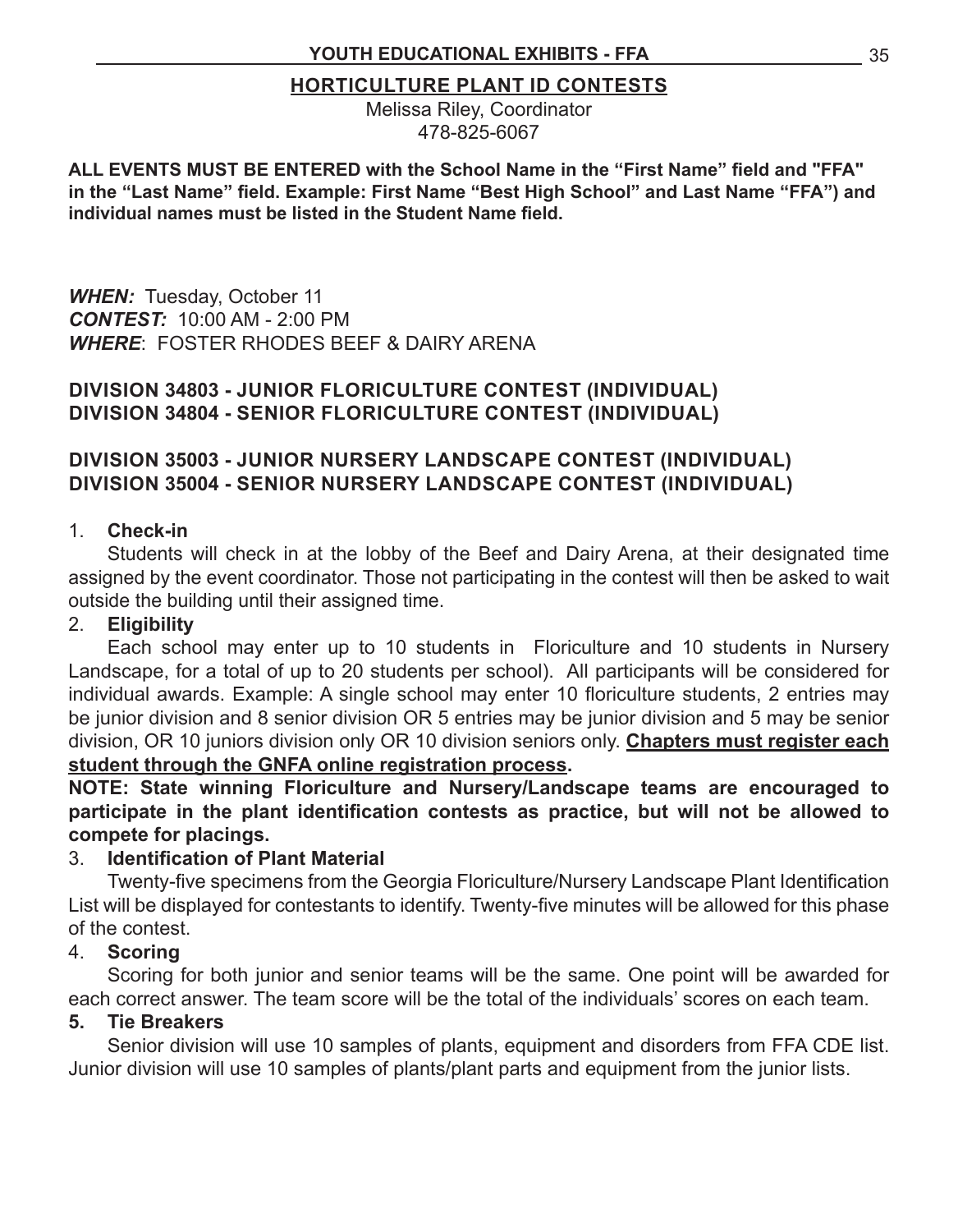## HORTICULTURE PLANT ID CONTESTS

Melissa Riley, Coordinator
478-825-6067

**ALL EVENTS MUST BE ENTERED with the School Name in the "First Name" field and "FFA" in the "Last Name" field. Example: First Name "Best High School" and Last Name "FFA") and individual names must be listed in the Student Name field.**

***WHEN:*** Tuesday, October 11
***CONTEST:*** 10:00 AM - 2:00 PM
***WHERE***: FOSTER RHODES BEEF & DAIRY ARENA

### DIVISION 34803 - JUNIOR FLORICULTURE CONTEST (INDIVIDUAL)
### DIVISION 34804 - SENIOR FLORICULTURE CONTEST (INDIVIDUAL)

### DIVISION 35003 - JUNIOR NURSERY LANDSCAPE CONTEST (INDIVIDUAL)
### DIVISION 35004 - SENIOR NURSERY LANDSCAPE CONTEST (INDIVIDUAL)

1. **Check-in**

   Students will check in at the lobby of the Beef and Dairy Arena, at their designated time assigned by the event coordinator. Those not participating in the contest will then be asked to wait outside the building until their assigned time.

2. **Eligibility**

   Each school may enter up to 10 students in Floriculture and 10 students in Nursery Landscape, for a total of up to 20 students per school). All participants will be considered for individual awards. Example: A single school may enter 10 floriculture students, 2 entries may be junior division and 8 senior division OR 5 entries may be junior division and 5 may be senior division, OR 10 juniors division only OR 10 division seniors only. **Chapters must register each student through the GNFA online registration process.**

**NOTE: State winning Floriculture and Nursery/Landscape teams are encouraged to participate in the plant identification contests as practice, but will not be allowed to compete for placings.**

3. **Identification of Plant Material**

   Twenty-five specimens from the Georgia Floriculture/Nursery Landscape Plant Identification List will be displayed for contestants to identify. Twenty-five minutes will be allowed for this phase of the contest.

4. **Scoring**

   Scoring for both junior and senior teams will be the same. One point will be awarded for each correct answer. The team score will be the total of the individuals' scores on each team.

5. **Tie Breakers**

   Senior division will use 10 samples of plants, equipment and disorders from FFA CDE list. Junior division will use 10 samples of plants/plant parts and equipment from the junior lists.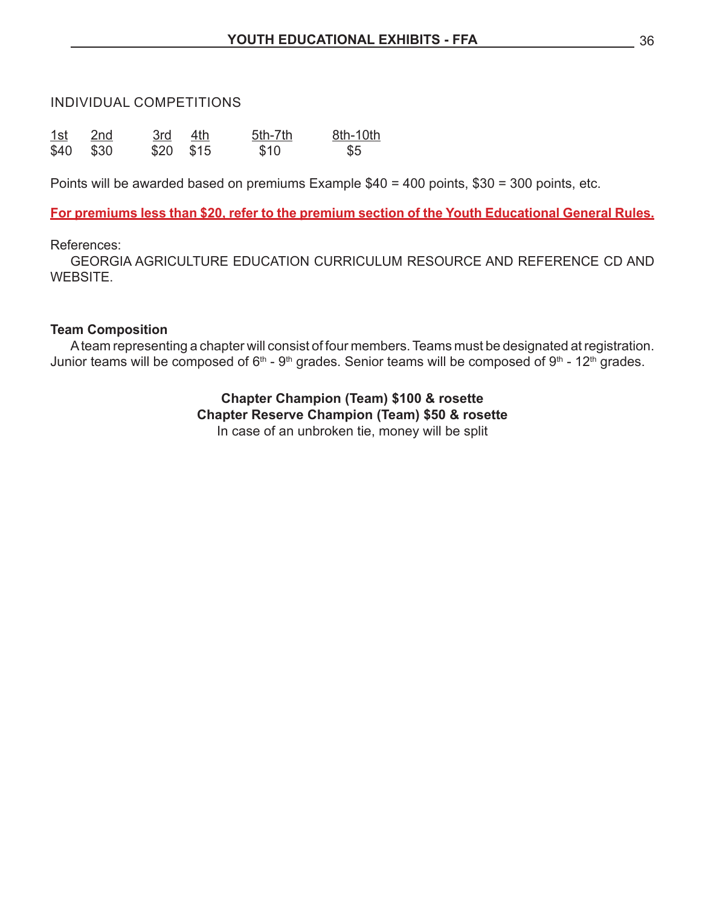INDIVIDUAL COMPETITIONS

| 1st | 2nd | 3rd | 4th | 5th-7th | 8th-10th |
| --- | --- | --- | --- | --- | --- |
| $40 | $30 | $20 | $15 | $10 | $5 |

Points will be awarded based on premiums Example $40 = 400 points, $30 = 300 points, etc.

**For premiums less than $20, refer to the premium section of the Youth Educational General Rules.**

References:

GEORGIA AGRICULTURE EDUCATION CURRICULUM RESOURCE AND REFERENCE CD AND WEBSITE.

**Team Composition**

A team representing a chapter will consist of four members. Teams must be designated at registration. Junior teams will be composed of 6th - 9th grades. Senior teams will be composed of 9th - 12th grades.

**Chapter Champion (Team) $100 & rosette**

**Chapter Reserve Champion (Team) $50 & rosette**

In case of an unbroken tie, money will be split